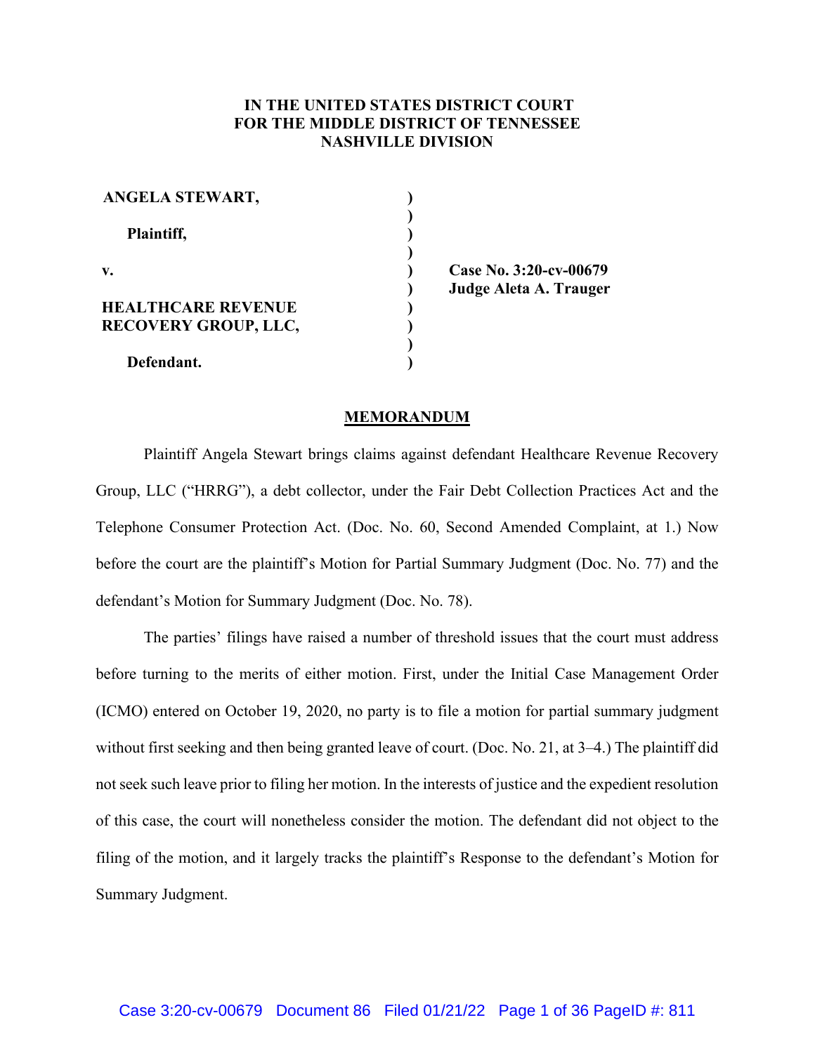**IN THE UNITED STATES DISTRICT COURT**
**FOR THE MIDDLE DISTRICT OF TENNESSEE**
**NASHVILLE DIVISION**

| | | |
|---|---|---|
| **ANGELA STEWART,** | ) | |
| | ) | |
| **Plaintiff,** | ) | |
| | ) | |
| **v.** | ) | **Case No. 3:20-cv-00679** |
| | ) | **Judge Aleta A. Trauger** |
| **HEALTHCARE REVENUE RECOVERY GROUP, LLC,** | ) | |
| | ) | |
| **Defendant.** | ) | |

## MEMORANDUM

Plaintiff Angela Stewart brings claims against defendant Healthcare Revenue Recovery Group, LLC ("HRRG"), a debt collector, under the Fair Debt Collection Practices Act and the Telephone Consumer Protection Act. (Doc. No. 60, Second Amended Complaint, at 1.) Now before the court are the plaintiff's Motion for Partial Summary Judgment (Doc. No. 77) and the defendant's Motion for Summary Judgment (Doc. No. 78).

The parties' filings have raised a number of threshold issues that the court must address before turning to the merits of either motion. First, under the Initial Case Management Order (ICMO) entered on October 19, 2020, no party is to file a motion for partial summary judgment without first seeking and then being granted leave of court. (Doc. No. 21, at 3–4.) The plaintiff did not seek such leave prior to filing her motion. In the interests of justice and the expedient resolution of this case, the court will nonetheless consider the motion. The defendant did not object to the filing of the motion, and it largely tracks the plaintiff's Response to the defendant's Motion for Summary Judgment.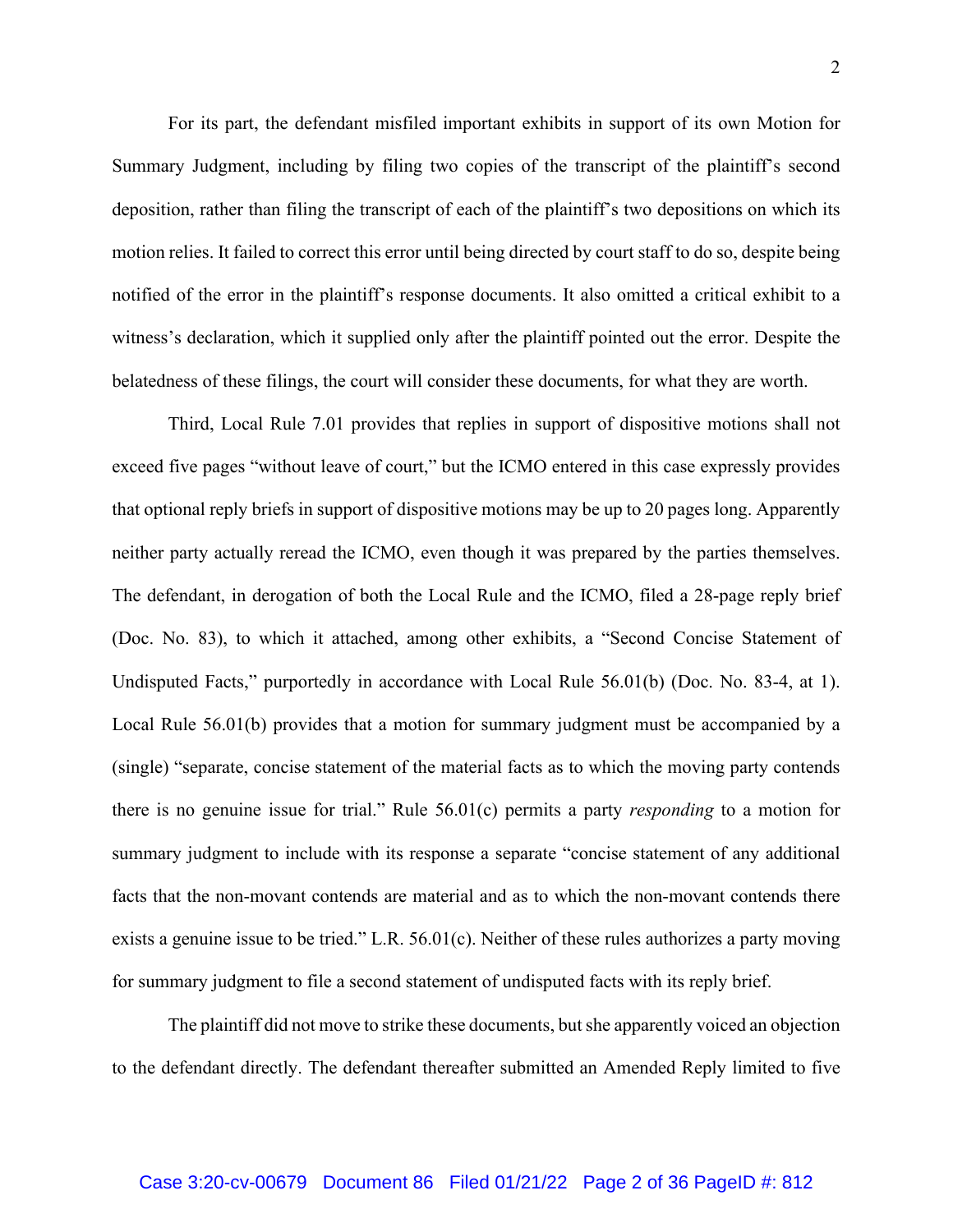For its part, the defendant misfiled important exhibits in support of its own Motion for Summary Judgment, including by filing two copies of the transcript of the plaintiff's second deposition, rather than filing the transcript of each of the plaintiff's two depositions on which its motion relies. It failed to correct this error until being directed by court staff to do so, despite being notified of the error in the plaintiff's response documents. It also omitted a critical exhibit to a witness's declaration, which it supplied only after the plaintiff pointed out the error. Despite the belatedness of these filings, the court will consider these documents, for what they are worth.

Third, Local Rule 7.01 provides that replies in support of dispositive motions shall not exceed five pages "without leave of court," but the ICMO entered in this case expressly provides that optional reply briefs in support of dispositive motions may be up to 20 pages long. Apparently neither party actually reread the ICMO, even though it was prepared by the parties themselves. The defendant, in derogation of both the Local Rule and the ICMO, filed a 28-page reply brief (Doc. No. 83), to which it attached, among other exhibits, a "Second Concise Statement of Undisputed Facts," purportedly in accordance with Local Rule 56.01(b) (Doc. No. 83-4, at 1). Local Rule 56.01(b) provides that a motion for summary judgment must be accompanied by a (single) "separate, concise statement of the material facts as to which the moving party contends there is no genuine issue for trial." Rule 56.01(c) permits a party *responding* to a motion for summary judgment to include with its response a separate "concise statement of any additional facts that the non-movant contends are material and as to which the non-movant contends there exists a genuine issue to be tried." L.R. 56.01(c). Neither of these rules authorizes a party moving for summary judgment to file a second statement of undisputed facts with its reply brief.

The plaintiff did not move to strike these documents, but she apparently voiced an objection to the defendant directly. The defendant thereafter submitted an Amended Reply limited to five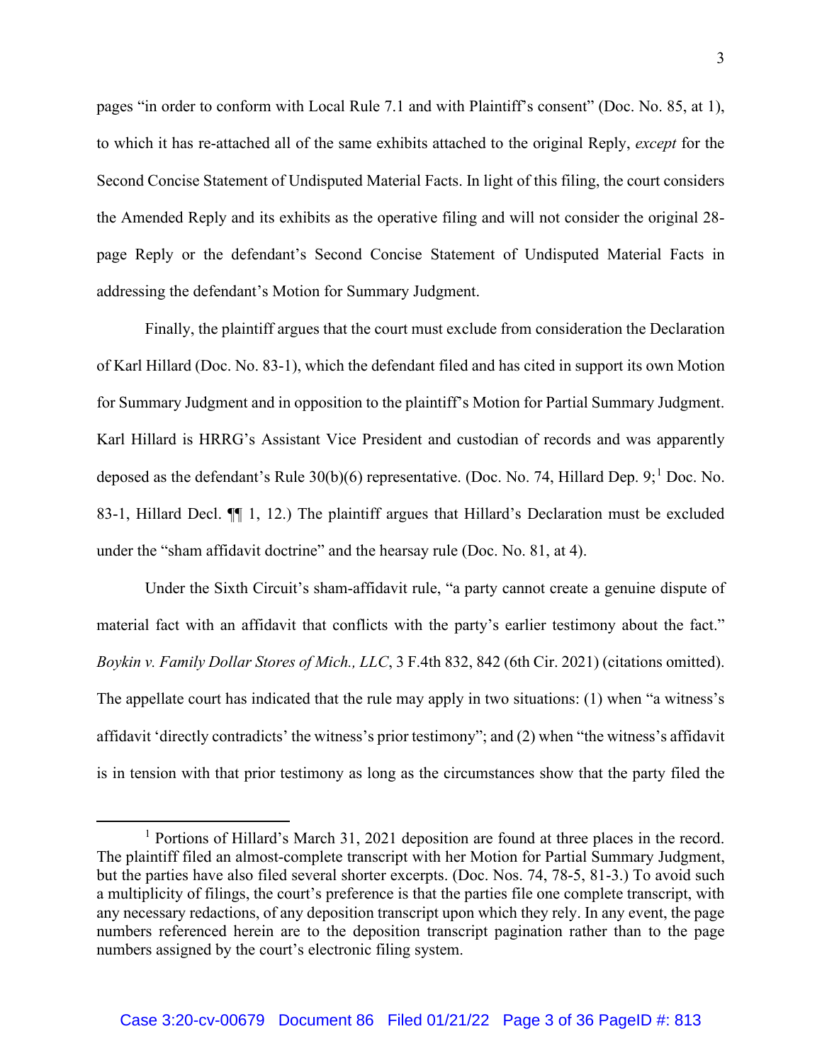pages "in order to conform with Local Rule 7.1 and with Plaintiff's consent" (Doc. No. 85, at 1), to which it has re-attached all of the same exhibits attached to the original Reply, *except* for the Second Concise Statement of Undisputed Material Facts. In light of this filing, the court considers the Amended Reply and its exhibits as the operative filing and will not consider the original 28-page Reply or the defendant's Second Concise Statement of Undisputed Material Facts in addressing the defendant's Motion for Summary Judgment.

Finally, the plaintiff argues that the court must exclude from consideration the Declaration of Karl Hillard (Doc. No. 83-1), which the defendant filed and has cited in support its own Motion for Summary Judgment and in opposition to the plaintiff's Motion for Partial Summary Judgment. Karl Hillard is HRRG's Assistant Vice President and custodian of records and was apparently deposed as the defendant's Rule 30(b)(6) representative. (Doc. No. 74, Hillard Dep. 9;[1] Doc. No. 83-1, Hillard Decl. ¶¶ 1, 12.) The plaintiff argues that Hillard's Declaration must be excluded under the "sham affidavit doctrine" and the hearsay rule (Doc. No. 81, at 4).

Under the Sixth Circuit's sham-affidavit rule, "a party cannot create a genuine dispute of material fact with an affidavit that conflicts with the party's earlier testimony about the fact." *Boykin v. Family Dollar Stores of Mich., LLC*, 3 F.4th 832, 842 (6th Cir. 2021) (citations omitted). The appellate court has indicated that the rule may apply in two situations: (1) when "a witness's affidavit 'directly contradicts' the witness's prior testimony"; and (2) when "the witness's affidavit is in tension with that prior testimony as long as the circumstances show that the party filed the

[1] Portions of Hillard's March 31, 2021 deposition are found at three places in the record. The plaintiff filed an almost-complete transcript with her Motion for Partial Summary Judgment, but the parties have also filed several shorter excerpts. (Doc. Nos. 74, 78-5, 81-3.) To avoid such a multiplicity of filings, the court's preference is that the parties file one complete transcript, with any necessary redactions, of any deposition transcript upon which they rely. In any event, the page numbers referenced herein are to the deposition transcript pagination rather than to the page numbers assigned by the court's electronic filing system.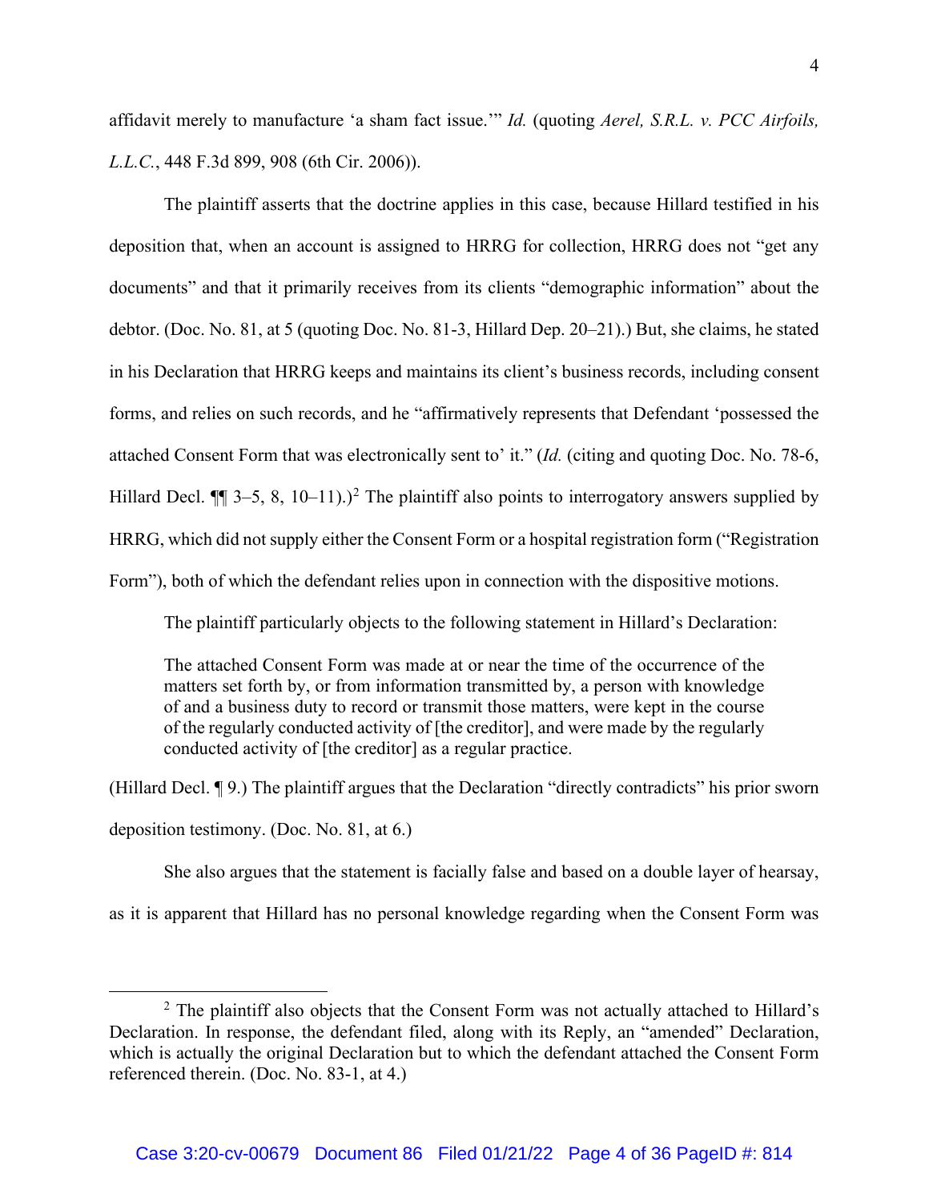affidavit merely to manufacture 'a sham fact issue.'" *Id.* (quoting *Aerel, S.R.L. v. PCC Airfoils, L.L.C.*, 448 F.3d 899, 908 (6th Cir. 2006)).

The plaintiff asserts that the doctrine applies in this case, because Hillard testified in his deposition that, when an account is assigned to HRRG for collection, HRRG does not "get any documents" and that it primarily receives from its clients "demographic information" about the debtor. (Doc. No. 81, at 5 (quoting Doc. No. 81-3, Hillard Dep. 20–21).) But, she claims, he stated in his Declaration that HRRG keeps and maintains its client's business records, including consent forms, and relies on such records, and he "affirmatively represents that Defendant 'possessed the attached Consent Form that was electronically sent to' it." (*Id.* (citing and quoting Doc. No. 78-6, Hillard Decl. ¶¶ 3–5, 8, 10–11).)[2] The plaintiff also points to interrogatory answers supplied by HRRG, which did not supply either the Consent Form or a hospital registration form ("Registration Form"), both of which the defendant relies upon in connection with the dispositive motions.

The plaintiff particularly objects to the following statement in Hillard's Declaration:

> The attached Consent Form was made at or near the time of the occurrence of the matters set forth by, or from information transmitted by, a person with knowledge of and a business duty to record or transmit those matters, were kept in the course of the regularly conducted activity of [the creditor], and were made by the regularly conducted activity of [the creditor] as a regular practice.

(Hillard Decl. ¶ 9.) The plaintiff argues that the Declaration "directly contradicts" his prior sworn deposition testimony. (Doc. No. 81, at 6.)

She also argues that the statement is facially false and based on a double layer of hearsay, as it is apparent that Hillard has no personal knowledge regarding when the Consent Form was

---

[2] The plaintiff also objects that the Consent Form was not actually attached to Hillard's Declaration. In response, the defendant filed, along with its Reply, an "amended" Declaration, which is actually the original Declaration but to which the defendant attached the Consent Form referenced therein. (Doc. No. 83-1, at 4.)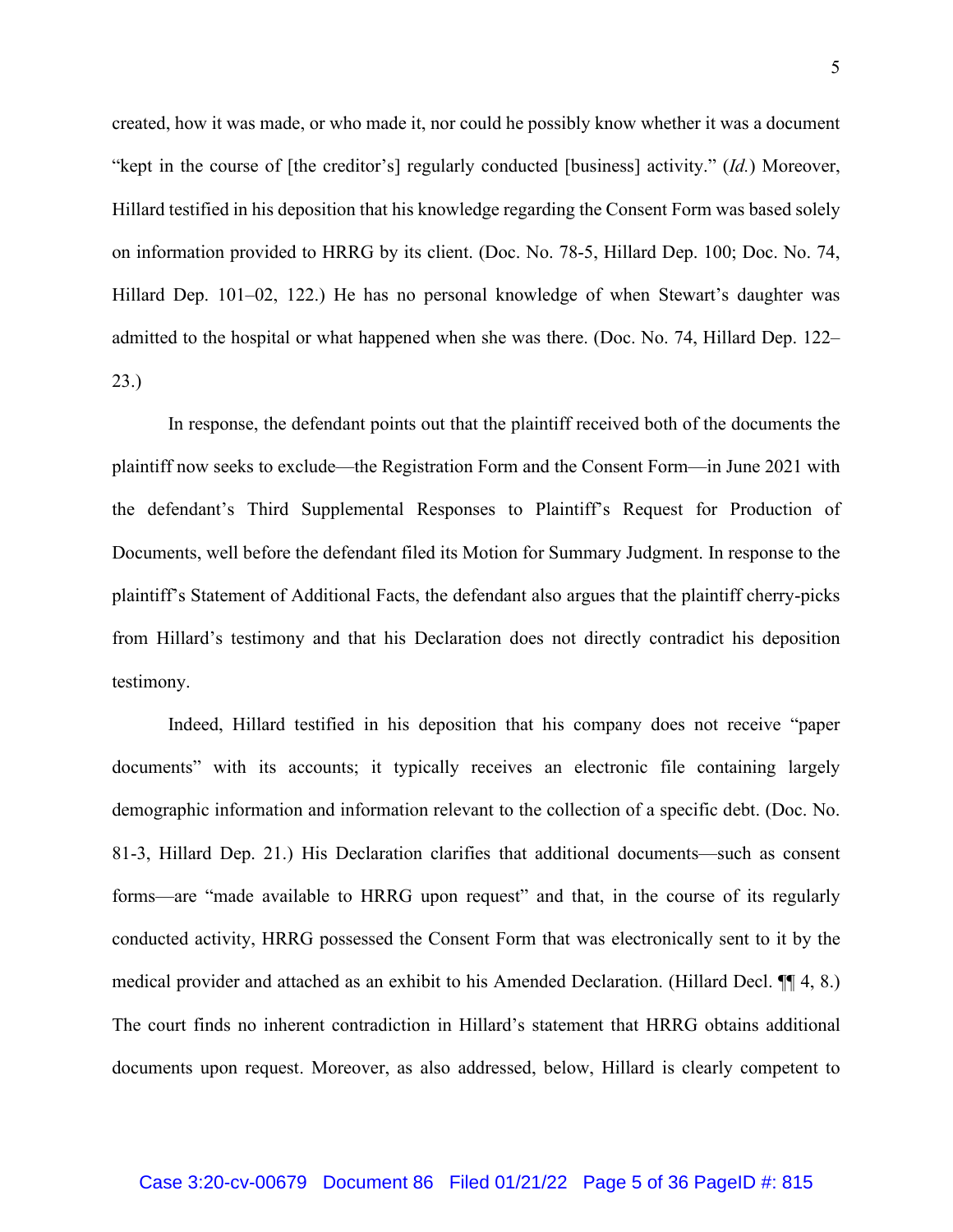created, how it was made, or who made it, nor could he possibly know whether it was a document "kept in the course of [the creditor's] regularly conducted [business] activity." (*Id.*) Moreover, Hillard testified in his deposition that his knowledge regarding the Consent Form was based solely on information provided to HRRG by its client. (Doc. No. 78-5, Hillard Dep. 100; Doc. No. 74, Hillard Dep. 101–02, 122.) He has no personal knowledge of when Stewart's daughter was admitted to the hospital or what happened when she was there. (Doc. No. 74, Hillard Dep. 122–23.)

In response, the defendant points out that the plaintiff received both of the documents the plaintiff now seeks to exclude—the Registration Form and the Consent Form—in June 2021 with the defendant's Third Supplemental Responses to Plaintiff's Request for Production of Documents, well before the defendant filed its Motion for Summary Judgment. In response to the plaintiff's Statement of Additional Facts, the defendant also argues that the plaintiff cherry-picks from Hillard's testimony and that his Declaration does not directly contradict his deposition testimony.

Indeed, Hillard testified in his deposition that his company does not receive "paper documents" with its accounts; it typically receives an electronic file containing largely demographic information and information relevant to the collection of a specific debt. (Doc. No. 81-3, Hillard Dep. 21.) His Declaration clarifies that additional documents—such as consent forms—are "made available to HRRG upon request" and that, in the course of its regularly conducted activity, HRRG possessed the Consent Form that was electronically sent to it by the medical provider and attached as an exhibit to his Amended Declaration. (Hillard Decl. ¶¶ 4, 8.) The court finds no inherent contradiction in Hillard's statement that HRRG obtains additional documents upon request. Moreover, as also addressed, below, Hillard is clearly competent to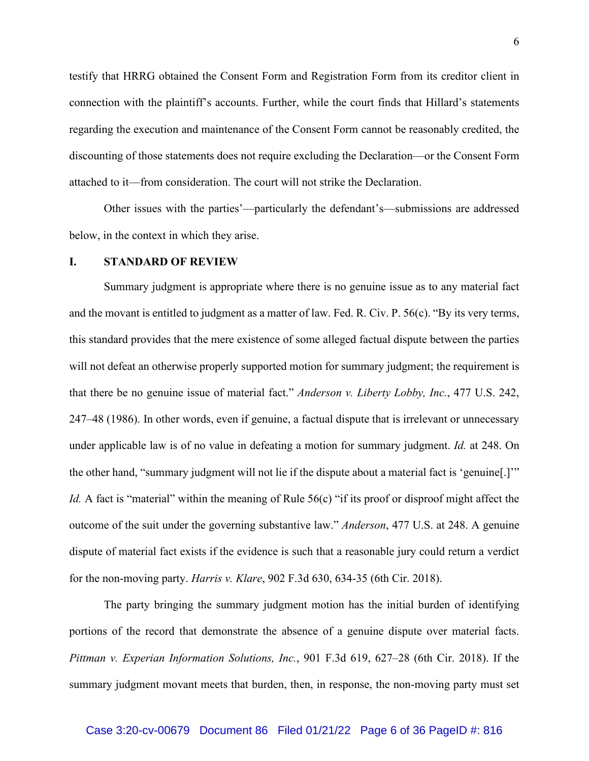testify that HRRG obtained the Consent Form and Registration Form from its creditor client in connection with the plaintiff's accounts. Further, while the court finds that Hillard's statements regarding the execution and maintenance of the Consent Form cannot be reasonably credited, the discounting of those statements does not require excluding the Declaration—or the Consent Form attached to it—from consideration. The court will not strike the Declaration.

Other issues with the parties'—particularly the defendant's—submissions are addressed below, in the context in which they arise.

## I. STANDARD OF REVIEW

Summary judgment is appropriate where there is no genuine issue as to any material fact and the movant is entitled to judgment as a matter of law. Fed. R. Civ. P. 56(c). "By its very terms, this standard provides that the mere existence of some alleged factual dispute between the parties will not defeat an otherwise properly supported motion for summary judgment; the requirement is that there be no genuine issue of material fact." *Anderson v. Liberty Lobby, Inc.*, 477 U.S. 242, 247–48 (1986). In other words, even if genuine, a factual dispute that is irrelevant or unnecessary under applicable law is of no value in defeating a motion for summary judgment. *Id.* at 248. On the other hand, "summary judgment will not lie if the dispute about a material fact is 'genuine[.]'" *Id.* A fact is "material" within the meaning of Rule 56(c) "if its proof or disproof might affect the outcome of the suit under the governing substantive law." *Anderson*, 477 U.S. at 248. A genuine dispute of material fact exists if the evidence is such that a reasonable jury could return a verdict for the non-moving party. *Harris v. Klare*, 902 F.3d 630, 634-35 (6th Cir. 2018).

The party bringing the summary judgment motion has the initial burden of identifying portions of the record that demonstrate the absence of a genuine dispute over material facts. *Pittman v. Experian Information Solutions, Inc.*, 901 F.3d 619, 627–28 (6th Cir. 2018). If the summary judgment movant meets that burden, then, in response, the non-moving party must set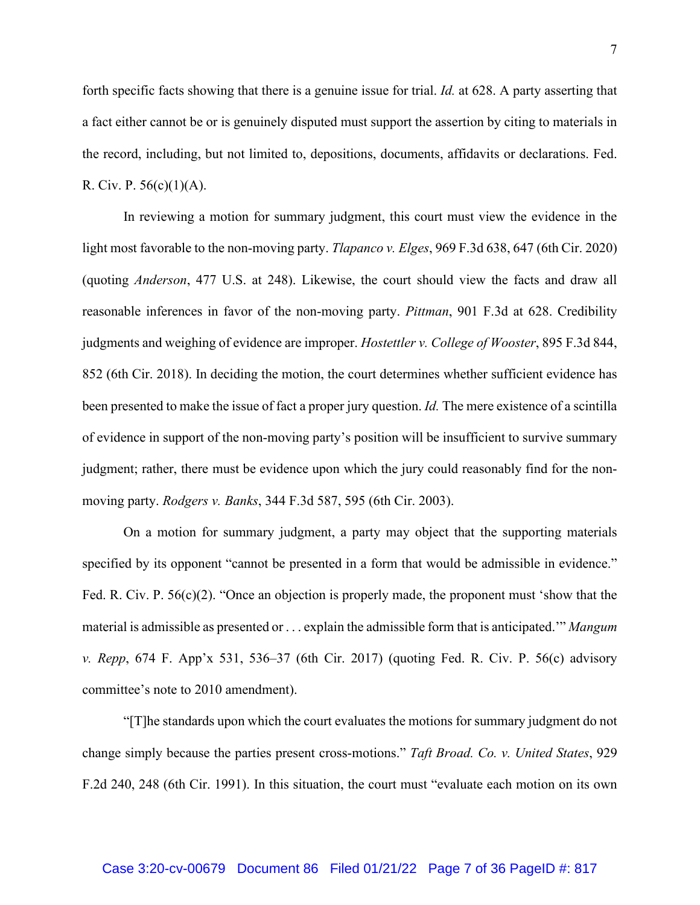forth specific facts showing that there is a genuine issue for trial. *Id.* at 628. A party asserting that a fact either cannot be or is genuinely disputed must support the assertion by citing to materials in the record, including, but not limited to, depositions, documents, affidavits or declarations. Fed. R. Civ. P. 56(c)(1)(A).

In reviewing a motion for summary judgment, this court must view the evidence in the light most favorable to the non-moving party. *Tlapanco v. Elges*, 969 F.3d 638, 647 (6th Cir. 2020) (quoting *Anderson*, 477 U.S. at 248). Likewise, the court should view the facts and draw all reasonable inferences in favor of the non-moving party. *Pittman*, 901 F.3d at 628. Credibility judgments and weighing of evidence are improper. *Hostettler v. College of Wooster*, 895 F.3d 844, 852 (6th Cir. 2018). In deciding the motion, the court determines whether sufficient evidence has been presented to make the issue of fact a proper jury question. *Id.* The mere existence of a scintilla of evidence in support of the non-moving party's position will be insufficient to survive summary judgment; rather, there must be evidence upon which the jury could reasonably find for the non-moving party. *Rodgers v. Banks*, 344 F.3d 587, 595 (6th Cir. 2003).

On a motion for summary judgment, a party may object that the supporting materials specified by its opponent "cannot be presented in a form that would be admissible in evidence." Fed. R. Civ. P. 56(c)(2). "Once an objection is properly made, the proponent must 'show that the material is admissible as presented or . . . explain the admissible form that is anticipated.'" *Mangum v. Repp*, 674 F. App'x 531, 536–37 (6th Cir. 2017) (quoting Fed. R. Civ. P. 56(c) advisory committee's note to 2010 amendment).

"[T]he standards upon which the court evaluates the motions for summary judgment do not change simply because the parties present cross-motions." *Taft Broad. Co. v. United States*, 929 F.2d 240, 248 (6th Cir. 1991). In this situation, the court must "evaluate each motion on its own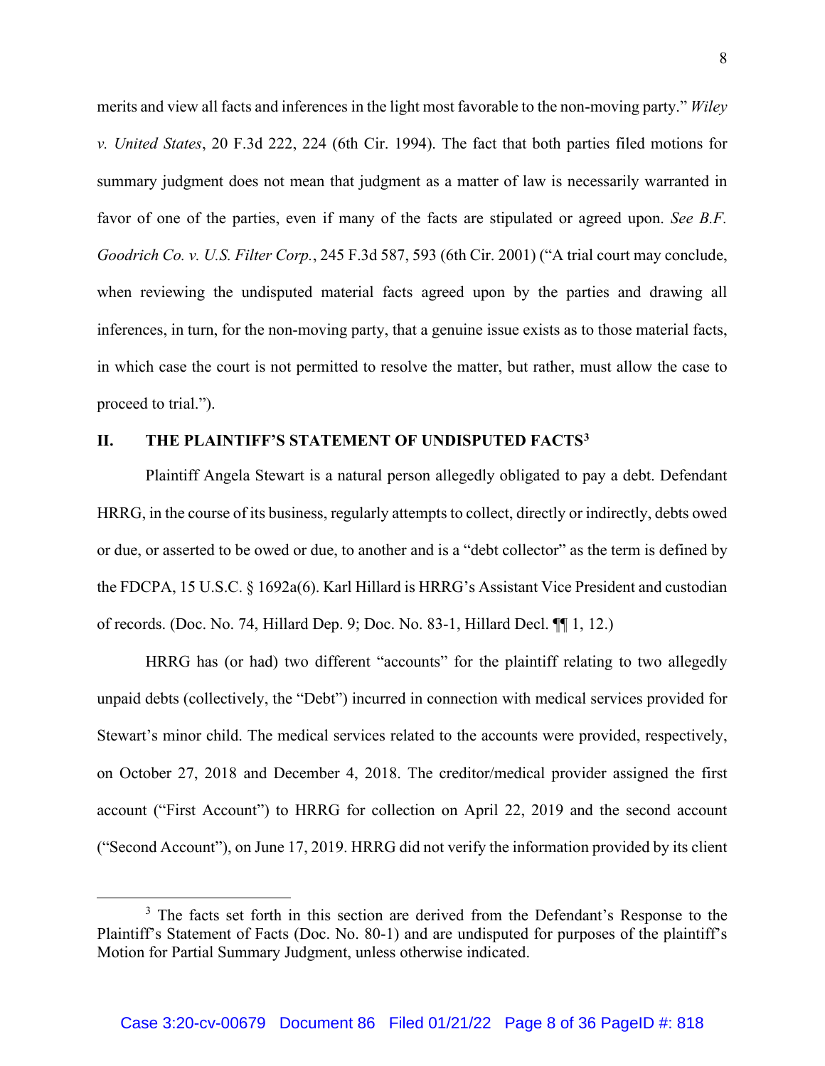merits and view all facts and inferences in the light most favorable to the non-moving party." *Wiley v. United States*, 20 F.3d 222, 224 (6th Cir. 1994). The fact that both parties filed motions for summary judgment does not mean that judgment as a matter of law is necessarily warranted in favor of one of the parties, even if many of the facts are stipulated or agreed upon. *See B.F. Goodrich Co. v. U.S. Filter Corp.*, 245 F.3d 587, 593 (6th Cir. 2001) ("A trial court may conclude, when reviewing the undisputed material facts agreed upon by the parties and drawing all inferences, in turn, for the non-moving party, that a genuine issue exists as to those material facts, in which case the court is not permitted to resolve the matter, but rather, must allow the case to proceed to trial.").

## II. THE PLAINTIFF'S STATEMENT OF UNDISPUTED FACTS[3]

Plaintiff Angela Stewart is a natural person allegedly obligated to pay a debt. Defendant HRRG, in the course of its business, regularly attempts to collect, directly or indirectly, debts owed or due, or asserted to be owed or due, to another and is a "debt collector" as the term is defined by the FDCPA, 15 U.S.C. § 1692a(6). Karl Hillard is HRRG's Assistant Vice President and custodian of records. (Doc. No. 74, Hillard Dep. 9; Doc. No. 83-1, Hillard Decl. ¶¶ 1, 12.)

HRRG has (or had) two different "accounts" for the plaintiff relating to two allegedly unpaid debts (collectively, the "Debt") incurred in connection with medical services provided for Stewart's minor child. The medical services related to the accounts were provided, respectively, on October 27, 2018 and December 4, 2018. The creditor/medical provider assigned the first account ("First Account") to HRRG for collection on April 22, 2019 and the second account ("Second Account"), on June 17, 2019. HRRG did not verify the information provided by its client

[3] The facts set forth in this section are derived from the Defendant's Response to the Plaintiff's Statement of Facts (Doc. No. 80-1) and are undisputed for purposes of the plaintiff's Motion for Partial Summary Judgment, unless otherwise indicated.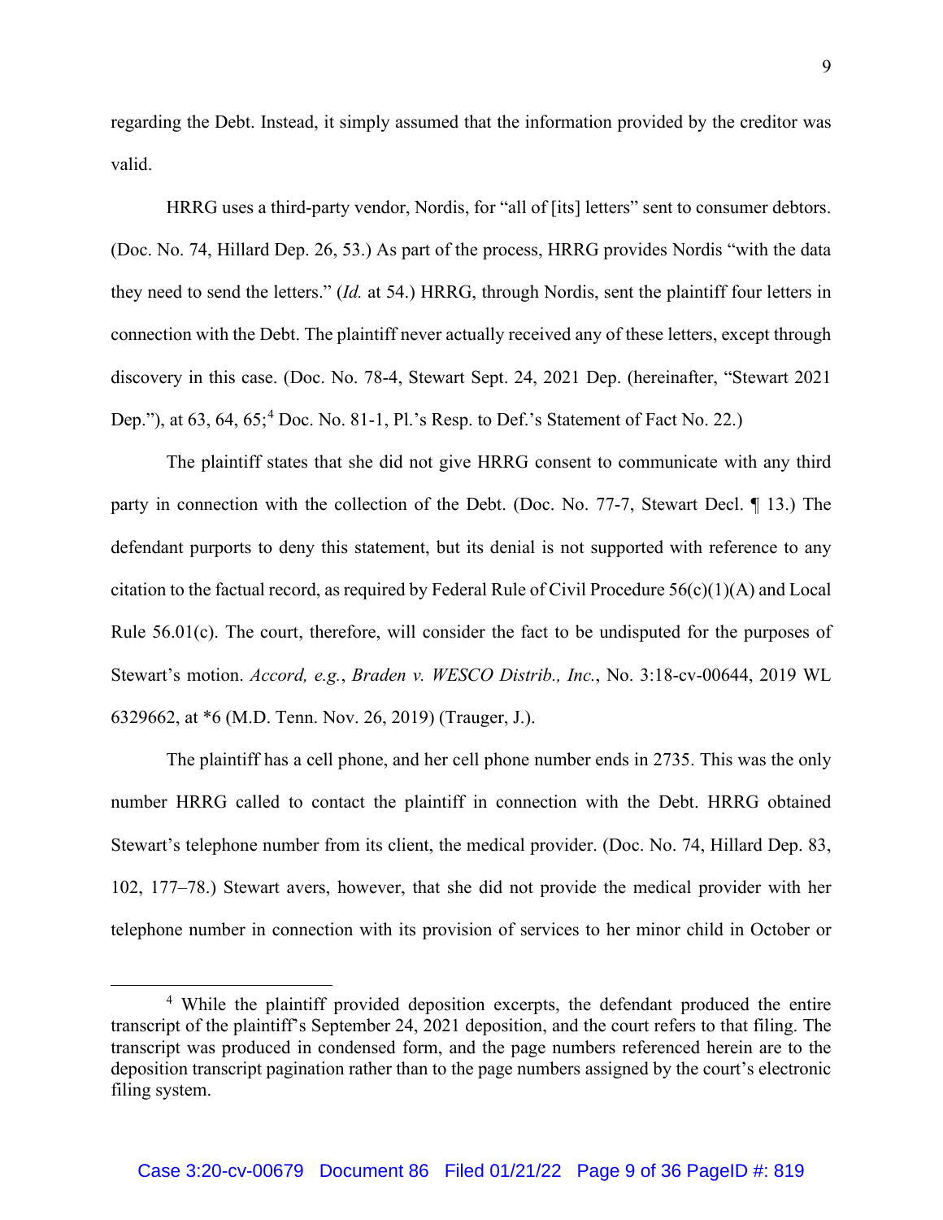regarding the Debt. Instead, it simply assumed that the information provided by the creditor was valid.

HRRG uses a third-party vendor, Nordis, for "all of [its] letters" sent to consumer debtors. (Doc. No. 74, Hillard Dep. 26, 53.) As part of the process, HRRG provides Nordis "with the data they need to send the letters." (*Id.* at 54.) HRRG, through Nordis, sent the plaintiff four letters in connection with the Debt. The plaintiff never actually received any of these letters, except through discovery in this case. (Doc. No. 78-4, Stewart Sept. 24, 2021 Dep. (hereinafter, "Stewart 2021 Dep."), at 63, 64, 65;[4] Doc. No. 81-1, Pl.'s Resp. to Def.'s Statement of Fact No. 22.)

The plaintiff states that she did not give HRRG consent to communicate with any third party in connection with the collection of the Debt. (Doc. No. 77-7, Stewart Decl. ¶ 13.) The defendant purports to deny this statement, but its denial is not supported with reference to any citation to the factual record, as required by Federal Rule of Civil Procedure 56(c)(1)(A) and Local Rule 56.01(c). The court, therefore, will consider the fact to be undisputed for the purposes of Stewart's motion. *Accord, e.g.*, *Braden v. WESCO Distrib., Inc.*, No. 3:18-cv-00644, 2019 WL 6329662, at *6 (M.D. Tenn. Nov. 26, 2019) (Trauger, J.).

The plaintiff has a cell phone, and her cell phone number ends in 2735. This was the only number HRRG called to contact the plaintiff in connection with the Debt. HRRG obtained Stewart's telephone number from its client, the medical provider. (Doc. No. 74, Hillard Dep. 83, 102, 177–78.) Stewart avers, however, that she did not provide the medical provider with her telephone number in connection with its provision of services to her minor child in October or

[4] While the plaintiff provided deposition excerpts, the defendant produced the entire transcript of the plaintiff's September 24, 2021 deposition, and the court refers to that filing. The transcript was produced in condensed form, and the page numbers referenced herein are to the deposition transcript pagination rather than to the page numbers assigned by the court's electronic filing system.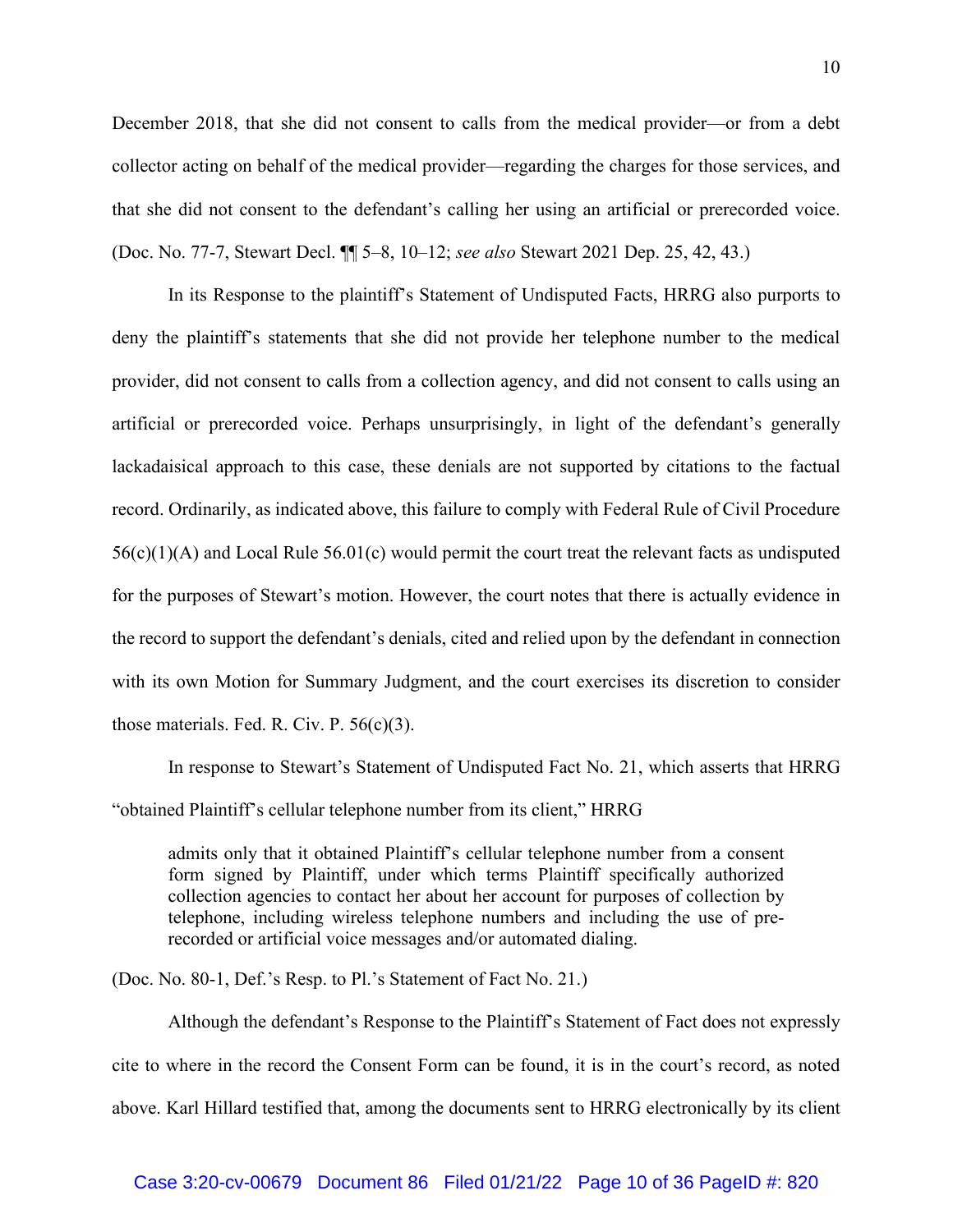December 2018, that she did not consent to calls from the medical provider—or from a debt collector acting on behalf of the medical provider—regarding the charges for those services, and that she did not consent to the defendant's calling her using an artificial or prerecorded voice. (Doc. No. 77-7, Stewart Decl. ¶¶ 5–8, 10–12; *see also* Stewart 2021 Dep. 25, 42, 43.)

In its Response to the plaintiff's Statement of Undisputed Facts, HRRG also purports to deny the plaintiff's statements that she did not provide her telephone number to the medical provider, did not consent to calls from a collection agency, and did not consent to calls using an artificial or prerecorded voice. Perhaps unsurprisingly, in light of the defendant's generally lackadaisical approach to this case, these denials are not supported by citations to the factual record. Ordinarily, as indicated above, this failure to comply with Federal Rule of Civil Procedure 56(c)(1)(A) and Local Rule 56.01(c) would permit the court treat the relevant facts as undisputed for the purposes of Stewart's motion. However, the court notes that there is actually evidence in the record to support the defendant's denials, cited and relied upon by the defendant in connection with its own Motion for Summary Judgment, and the court exercises its discretion to consider those materials. Fed. R. Civ. P. 56(c)(3).

In response to Stewart's Statement of Undisputed Fact No. 21, which asserts that HRRG "obtained Plaintiff's cellular telephone number from its client," HRRG

> admits only that it obtained Plaintiff's cellular telephone number from a consent form signed by Plaintiff, under which terms Plaintiff specifically authorized collection agencies to contact her about her account for purposes of collection by telephone, including wireless telephone numbers and including the use of pre-recorded or artificial voice messages and/or automated dialing.

(Doc. No. 80-1, Def.'s Resp. to Pl.'s Statement of Fact No. 21.)

Although the defendant's Response to the Plaintiff's Statement of Fact does not expressly cite to where in the record the Consent Form can be found, it is in the court's record, as noted above. Karl Hillard testified that, among the documents sent to HRRG electronically by its client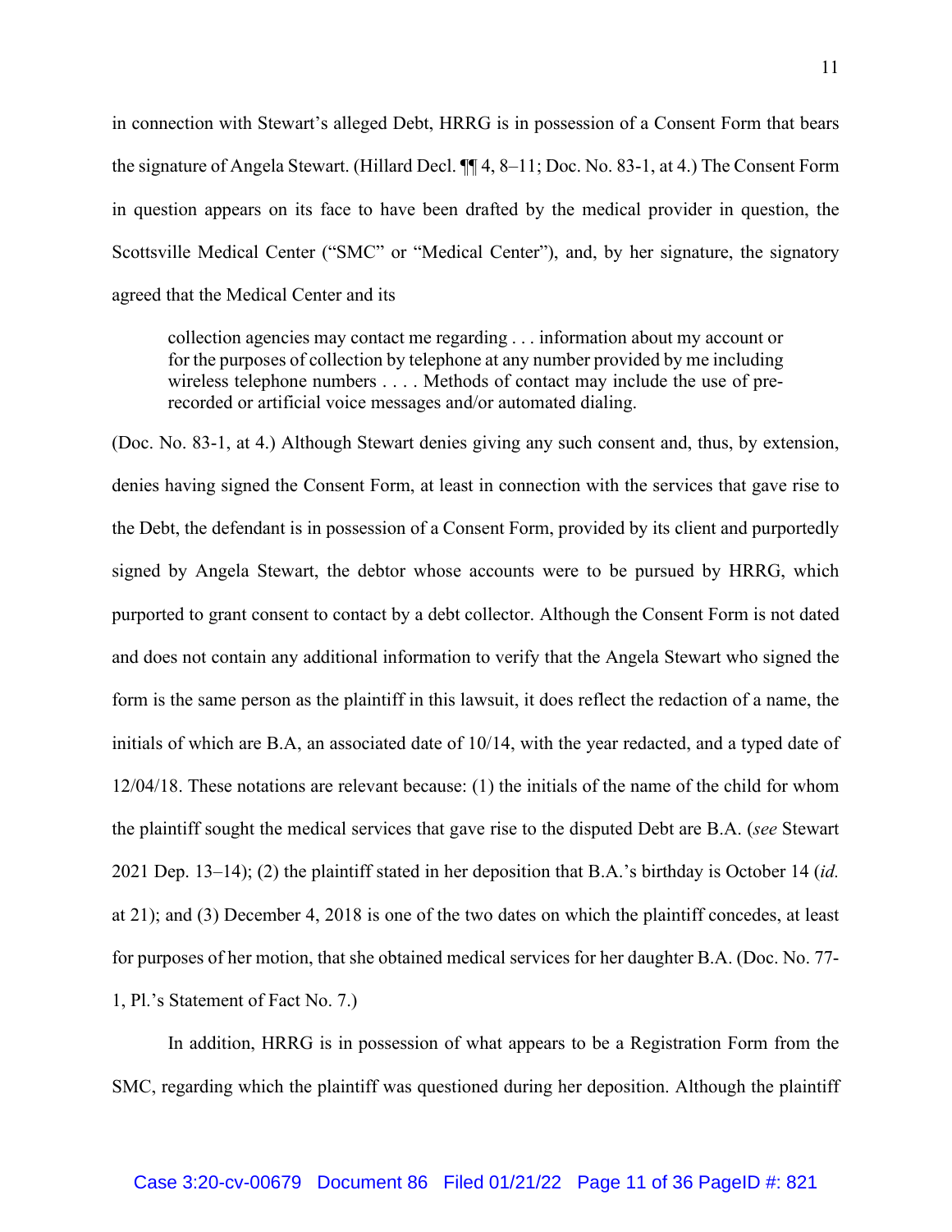in connection with Stewart's alleged Debt, HRRG is in possession of a Consent Form that bears the signature of Angela Stewart. (Hillard Decl. ¶¶ 4, 8–11; Doc. No. 83-1, at 4.) The Consent Form in question appears on its face to have been drafted by the medical provider in question, the Scottsville Medical Center ("SMC" or "Medical Center"), and, by her signature, the signatory agreed that the Medical Center and its

> collection agencies may contact me regarding . . . information about my account or for the purposes of collection by telephone at any number provided by me including wireless telephone numbers . . . . Methods of contact may include the use of pre-recorded or artificial voice messages and/or automated dialing.

(Doc. No. 83-1, at 4.) Although Stewart denies giving any such consent and, thus, by extension, denies having signed the Consent Form, at least in connection with the services that gave rise to the Debt, the defendant is in possession of a Consent Form, provided by its client and purportedly signed by Angela Stewart, the debtor whose accounts were to be pursued by HRRG, which purported to grant consent to contact by a debt collector. Although the Consent Form is not dated and does not contain any additional information to verify that the Angela Stewart who signed the form is the same person as the plaintiff in this lawsuit, it does reflect the redaction of a name, the initials of which are B.A, an associated date of 10/14, with the year redacted, and a typed date of 12/04/18. These notations are relevant because: (1) the initials of the name of the child for whom the plaintiff sought the medical services that gave rise to the disputed Debt are B.A. (*see* Stewart 2021 Dep. 13–14); (2) the plaintiff stated in her deposition that B.A.'s birthday is October 14 (*id.* at 21); and (3) December 4, 2018 is one of the two dates on which the plaintiff concedes, at least for purposes of her motion, that she obtained medical services for her daughter B.A. (Doc. No. 77-1, Pl.'s Statement of Fact No. 7.)

In addition, HRRG is in possession of what appears to be a Registration Form from the SMC, regarding which the plaintiff was questioned during her deposition. Although the plaintiff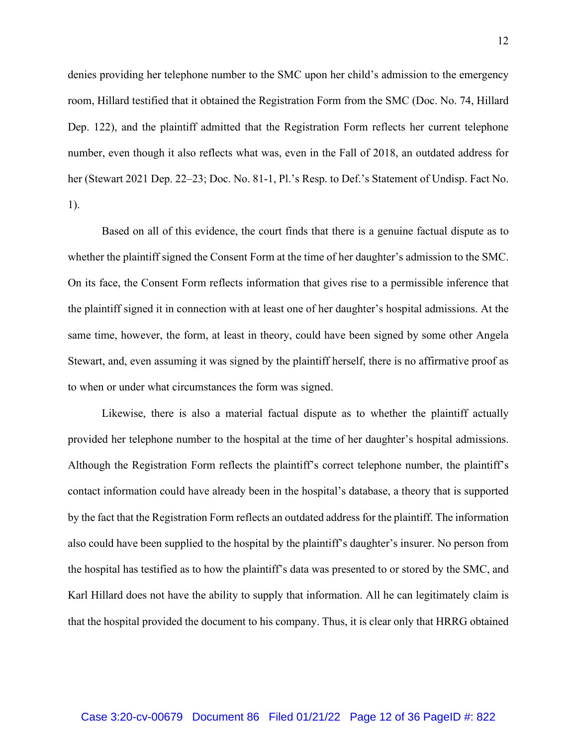denies providing her telephone number to the SMC upon her child's admission to the emergency room, Hillard testified that it obtained the Registration Form from the SMC (Doc. No. 74, Hillard Dep. 122), and the plaintiff admitted that the Registration Form reflects her current telephone number, even though it also reflects what was, even in the Fall of 2018, an outdated address for her (Stewart 2021 Dep. 22–23; Doc. No. 81-1, Pl.'s Resp. to Def.'s Statement of Undisp. Fact No. 1).

Based on all of this evidence, the court finds that there is a genuine factual dispute as to whether the plaintiff signed the Consent Form at the time of her daughter's admission to the SMC. On its face, the Consent Form reflects information that gives rise to a permissible inference that the plaintiff signed it in connection with at least one of her daughter's hospital admissions. At the same time, however, the form, at least in theory, could have been signed by some other Angela Stewart, and, even assuming it was signed by the plaintiff herself, there is no affirmative proof as to when or under what circumstances the form was signed.

Likewise, there is also a material factual dispute as to whether the plaintiff actually provided her telephone number to the hospital at the time of her daughter's hospital admissions. Although the Registration Form reflects the plaintiff's correct telephone number, the plaintiff's contact information could have already been in the hospital's database, a theory that is supported by the fact that the Registration Form reflects an outdated address for the plaintiff. The information also could have been supplied to the hospital by the plaintiff's daughter's insurer. No person from the hospital has testified as to how the plaintiff's data was presented to or stored by the SMC, and Karl Hillard does not have the ability to supply that information. All he can legitimately claim is that the hospital provided the document to his company. Thus, it is clear only that HRRG obtained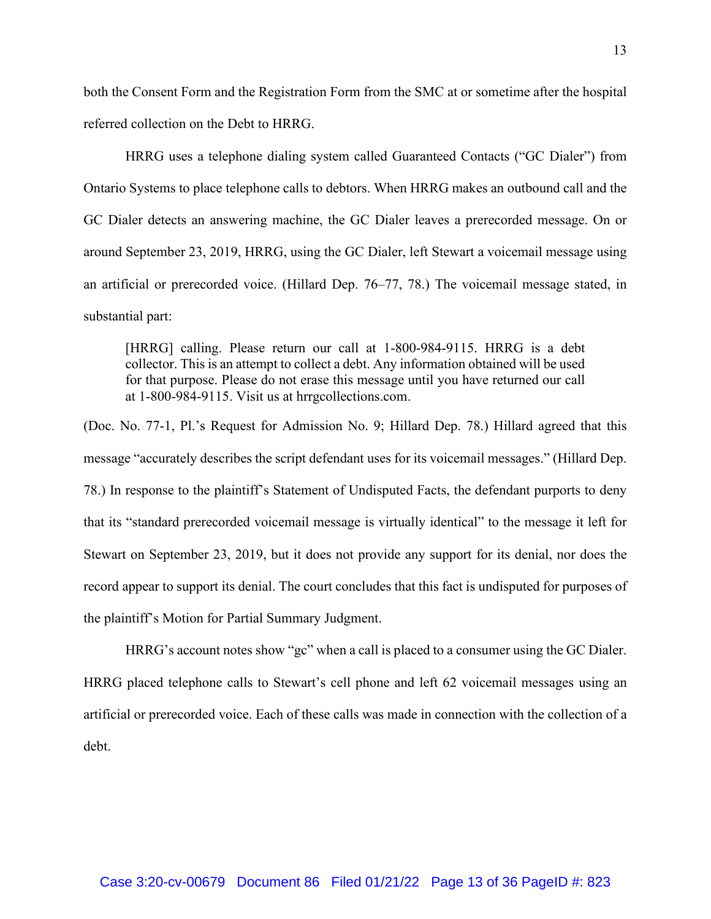both the Consent Form and the Registration Form from the SMC at or sometime after the hospital referred collection on the Debt to HRRG.

HRRG uses a telephone dialing system called Guaranteed Contacts ("GC Dialer") from Ontario Systems to place telephone calls to debtors. When HRRG makes an outbound call and the GC Dialer detects an answering machine, the GC Dialer leaves a prerecorded message. On or around September 23, 2019, HRRG, using the GC Dialer, left Stewart a voicemail message using an artificial or prerecorded voice. (Hillard Dep. 76–77, 78.) The voicemail message stated, in substantial part:

> [HRRG] calling. Please return our call at 1-800-984-9115. HRRG is a debt collector. This is an attempt to collect a debt. Any information obtained will be used for that purpose. Please do not erase this message until you have returned our call at 1-800-984-9115. Visit us at hrrgcollections.com.

(Doc. No. 77-1, Pl.'s Request for Admission No. 9; Hillard Dep. 78.) Hillard agreed that this message "accurately describes the script defendant uses for its voicemail messages." (Hillard Dep. 78.) In response to the plaintiff's Statement of Undisputed Facts, the defendant purports to deny that its "standard prerecorded voicemail message is virtually identical" to the message it left for Stewart on September 23, 2019, but it does not provide any support for its denial, nor does the record appear to support its denial. The court concludes that this fact is undisputed for purposes of the plaintiff's Motion for Partial Summary Judgment.

HRRG's account notes show "gc" when a call is placed to a consumer using the GC Dialer. HRRG placed telephone calls to Stewart's cell phone and left 62 voicemail messages using an artificial or prerecorded voice. Each of these calls was made in connection with the collection of a debt.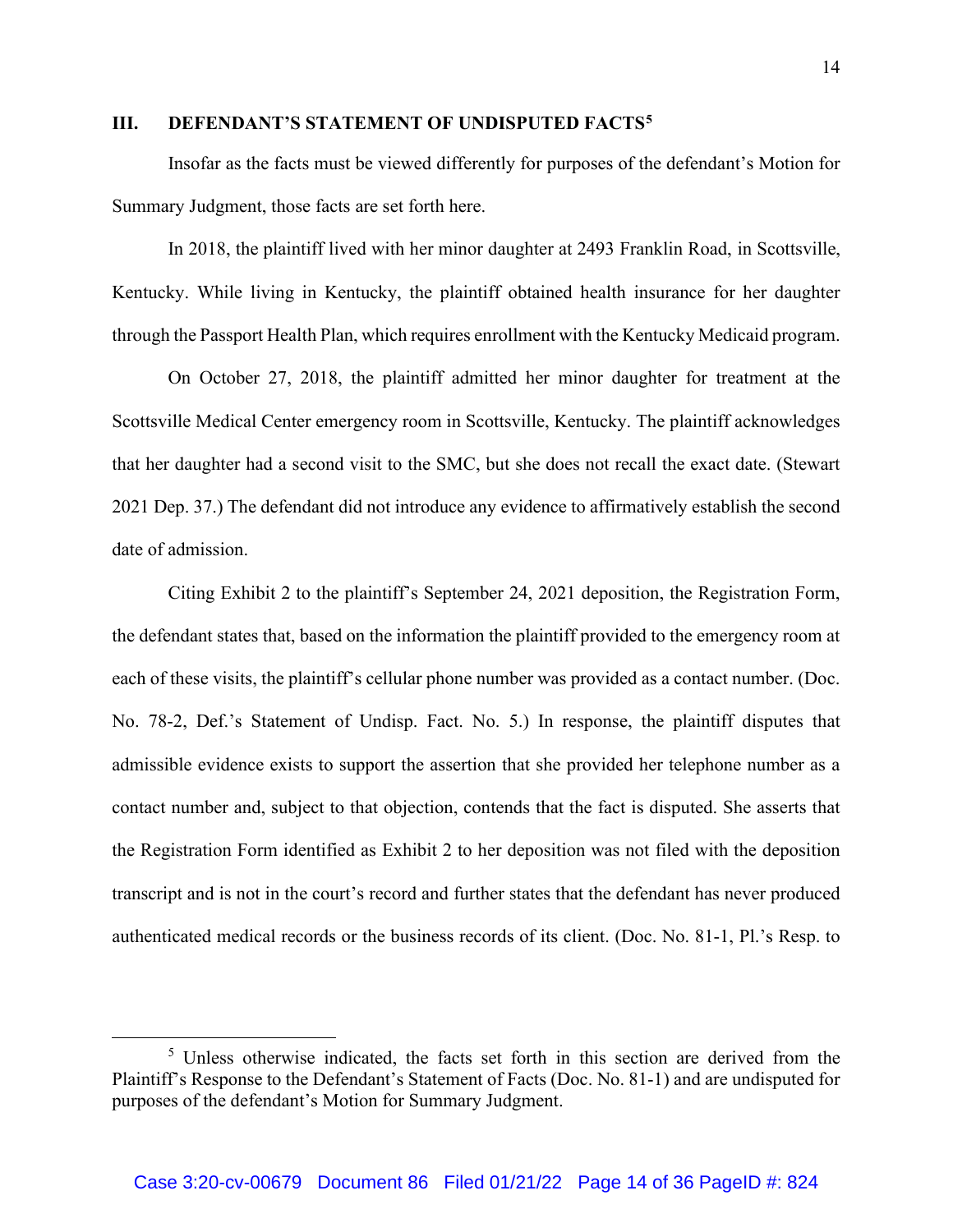## III. DEFENDANT'S STATEMENT OF UNDISPUTED FACTS[5]

Insofar as the facts must be viewed differently for purposes of the defendant's Motion for Summary Judgment, those facts are set forth here.

In 2018, the plaintiff lived with her minor daughter at 2493 Franklin Road, in Scottsville, Kentucky. While living in Kentucky, the plaintiff obtained health insurance for her daughter through the Passport Health Plan, which requires enrollment with the Kentucky Medicaid program.

On October 27, 2018, the plaintiff admitted her minor daughter for treatment at the Scottsville Medical Center emergency room in Scottsville, Kentucky. The plaintiff acknowledges that her daughter had a second visit to the SMC, but she does not recall the exact date. (Stewart 2021 Dep. 37.) The defendant did not introduce any evidence to affirmatively establish the second date of admission.

Citing Exhibit 2 to the plaintiff's September 24, 2021 deposition, the Registration Form, the defendant states that, based on the information the plaintiff provided to the emergency room at each of these visits, the plaintiff's cellular phone number was provided as a contact number. (Doc. No. 78-2, Def.'s Statement of Undisp. Fact. No. 5.) In response, the plaintiff disputes that admissible evidence exists to support the assertion that she provided her telephone number as a contact number and, subject to that objection, contends that the fact is disputed. She asserts that the Registration Form identified as Exhibit 2 to her deposition was not filed with the deposition transcript and is not in the court's record and further states that the defendant has never produced authenticated medical records or the business records of its client. (Doc. No. 81-1, Pl.'s Resp. to

[5] Unless otherwise indicated, the facts set forth in this section are derived from the Plaintiff's Response to the Defendant's Statement of Facts (Doc. No. 81-1) and are undisputed for purposes of the defendant's Motion for Summary Judgment.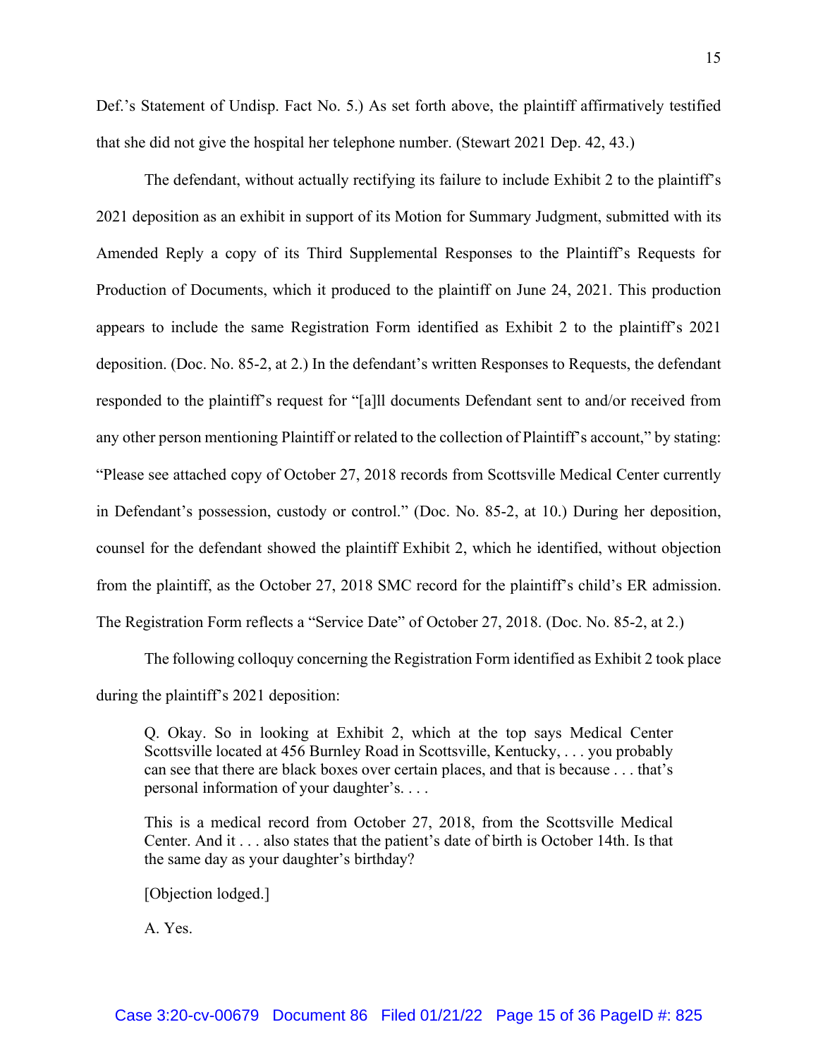Def.'s Statement of Undisp. Fact No. 5.) As set forth above, the plaintiff affirmatively testified that she did not give the hospital her telephone number. (Stewart 2021 Dep. 42, 43.)

The defendant, without actually rectifying its failure to include Exhibit 2 to the plaintiff's 2021 deposition as an exhibit in support of its Motion for Summary Judgment, submitted with its Amended Reply a copy of its Third Supplemental Responses to the Plaintiff's Requests for Production of Documents, which it produced to the plaintiff on June 24, 2021. This production appears to include the same Registration Form identified as Exhibit 2 to the plaintiff's 2021 deposition. (Doc. No. 85-2, at 2.) In the defendant's written Responses to Requests, the defendant responded to the plaintiff's request for "[a]ll documents Defendant sent to and/or received from any other person mentioning Plaintiff or related to the collection of Plaintiff's account," by stating: "Please see attached copy of October 27, 2018 records from Scottsville Medical Center currently in Defendant's possession, custody or control." (Doc. No. 85-2, at 10.) During her deposition, counsel for the defendant showed the plaintiff Exhibit 2, which he identified, without objection from the plaintiff, as the October 27, 2018 SMC record for the plaintiff's child's ER admission. The Registration Form reflects a "Service Date" of October 27, 2018. (Doc. No. 85-2, at 2.)

The following colloquy concerning the Registration Form identified as Exhibit 2 took place during the plaintiff's 2021 deposition:

> Q. Okay. So in looking at Exhibit 2, which at the top says Medical Center Scottsville located at 456 Burnley Road in Scottsville, Kentucky, . . . you probably can see that there are black boxes over certain places, and that is because . . . that's personal information of your daughter's. . . .
>
> This is a medical record from October 27, 2018, from the Scottsville Medical Center. And it . . . also states that the patient's date of birth is October 14th. Is that the same day as your daughter's birthday?
>
> [Objection lodged.]
>
> A. Yes.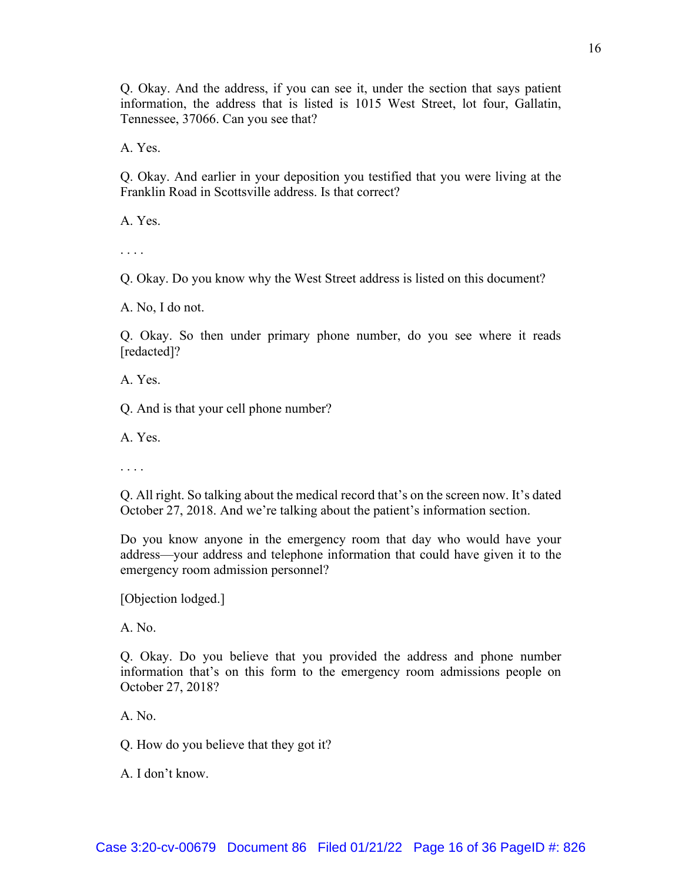Q. Okay. And the address, if you can see it, under the section that says patient information, the address that is listed is 1015 West Street, lot four, Gallatin, Tennessee, 37066. Can you see that?

A. Yes.

Q. Okay. And earlier in your deposition you testified that you were living at the Franklin Road in Scottsville address. Is that correct?

A. Yes.

. . . .

Q. Okay. Do you know why the West Street address is listed on this document?

A. No, I do not.

Q. Okay. So then under primary phone number, do you see where it reads [redacted]?

A. Yes.

Q. And is that your cell phone number?

A. Yes.

. . . .

Q. All right. So talking about the medical record that's on the screen now. It's dated October 27, 2018. And we're talking about the patient's information section.

Do you know anyone in the emergency room that day who would have your address—your address and telephone information that could have given it to the emergency room admission personnel?

[Objection lodged.]

A. No.

Q. Okay. Do you believe that you provided the address and phone number information that's on this form to the emergency room admissions people on October 27, 2018?

A. No.

Q. How do you believe that they got it?

A. I don't know.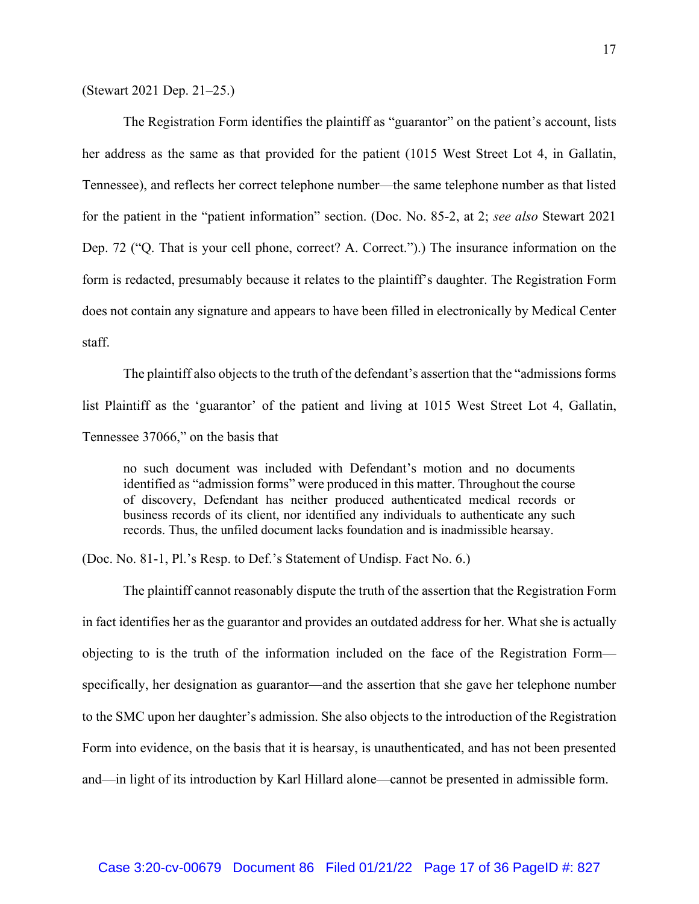(Stewart 2021 Dep. 21–25.)

The Registration Form identifies the plaintiff as "guarantor" on the patient's account, lists her address as the same as that provided for the patient (1015 West Street Lot 4, in Gallatin, Tennessee), and reflects her correct telephone number—the same telephone number as that listed for the patient in the "patient information" section. (Doc. No. 85-2, at 2; *see also* Stewart 2021 Dep. 72 ("Q. That is your cell phone, correct? A. Correct.").) The insurance information on the form is redacted, presumably because it relates to the plaintiff's daughter. The Registration Form does not contain any signature and appears to have been filled in electronically by Medical Center staff.

The plaintiff also objects to the truth of the defendant's assertion that the "admissions forms list Plaintiff as the 'guarantor' of the patient and living at 1015 West Street Lot 4, Gallatin, Tennessee 37066," on the basis that

> no such document was included with Defendant's motion and no documents identified as "admission forms" were produced in this matter. Throughout the course of discovery, Defendant has neither produced authenticated medical records or business records of its client, nor identified any individuals to authenticate any such records. Thus, the unfiled document lacks foundation and is inadmissible hearsay.

(Doc. No. 81-1, Pl.'s Resp. to Def.'s Statement of Undisp. Fact No. 6.)

The plaintiff cannot reasonably dispute the truth of the assertion that the Registration Form in fact identifies her as the guarantor and provides an outdated address for her. What she is actually objecting to is the truth of the information included on the face of the Registration Form—specifically, her designation as guarantor—and the assertion that she gave her telephone number to the SMC upon her daughter's admission. She also objects to the introduction of the Registration Form into evidence, on the basis that it is hearsay, is unauthenticated, and has not been presented and—in light of its introduction by Karl Hillard alone—cannot be presented in admissible form.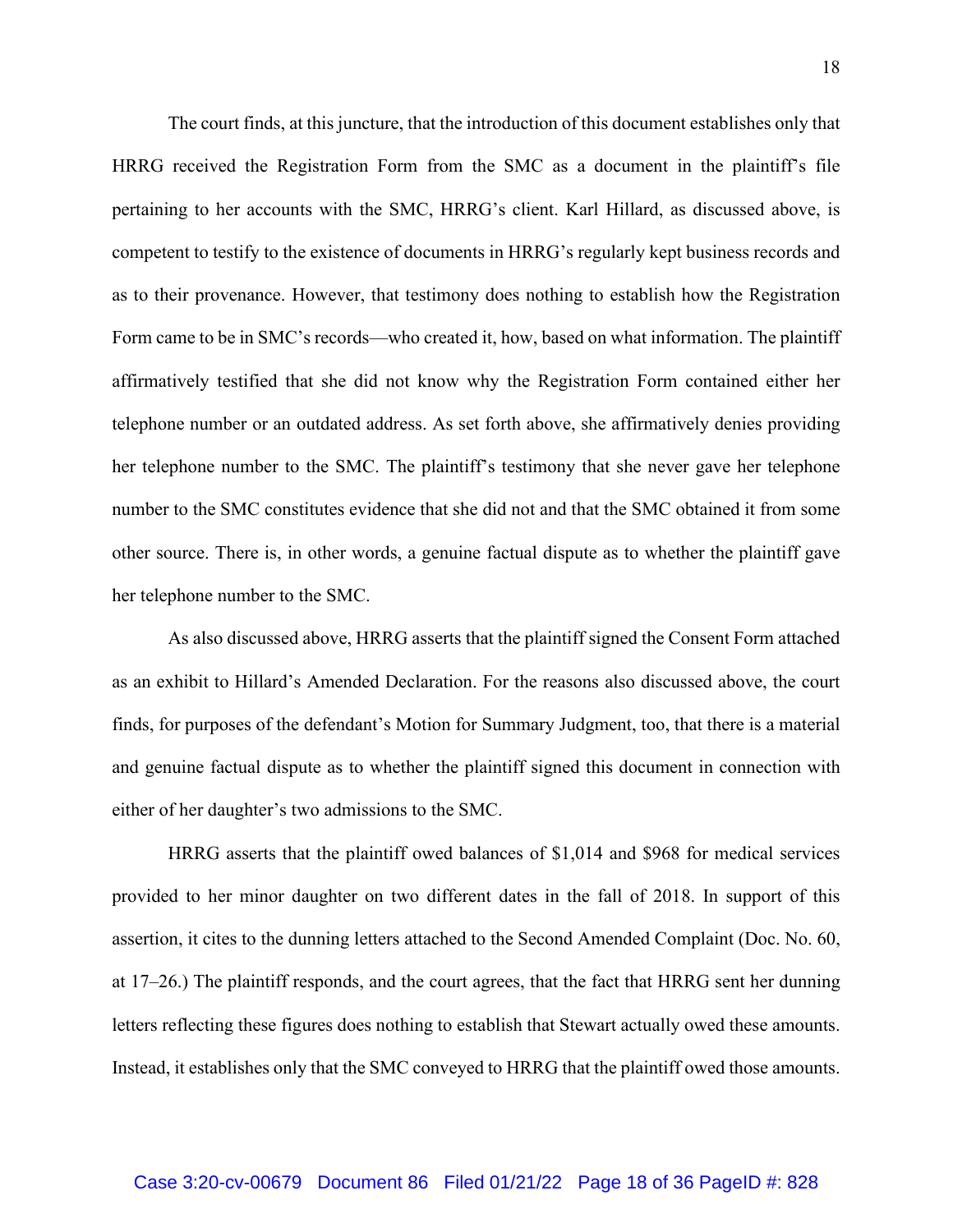The court finds, at this juncture, that the introduction of this document establishes only that HRRG received the Registration Form from the SMC as a document in the plaintiff's file pertaining to her accounts with the SMC, HRRG's client. Karl Hillard, as discussed above, is competent to testify to the existence of documents in HRRG's regularly kept business records and as to their provenance. However, that testimony does nothing to establish how the Registration Form came to be in SMC's records—who created it, how, based on what information. The plaintiff affirmatively testified that she did not know why the Registration Form contained either her telephone number or an outdated address. As set forth above, she affirmatively denies providing her telephone number to the SMC. The plaintiff's testimony that she never gave her telephone number to the SMC constitutes evidence that she did not and that the SMC obtained it from some other source. There is, in other words, a genuine factual dispute as to whether the plaintiff gave her telephone number to the SMC.

As also discussed above, HRRG asserts that the plaintiff signed the Consent Form attached as an exhibit to Hillard's Amended Declaration. For the reasons also discussed above, the court finds, for purposes of the defendant's Motion for Summary Judgment, too, that there is a material and genuine factual dispute as to whether the plaintiff signed this document in connection with either of her daughter's two admissions to the SMC.

HRRG asserts that the plaintiff owed balances of $1,014 and $968 for medical services provided to her minor daughter on two different dates in the fall of 2018. In support of this assertion, it cites to the dunning letters attached to the Second Amended Complaint (Doc. No. 60, at 17–26.) The plaintiff responds, and the court agrees, that the fact that HRRG sent her dunning letters reflecting these figures does nothing to establish that Stewart actually owed these amounts. Instead, it establishes only that the SMC conveyed to HRRG that the plaintiff owed those amounts.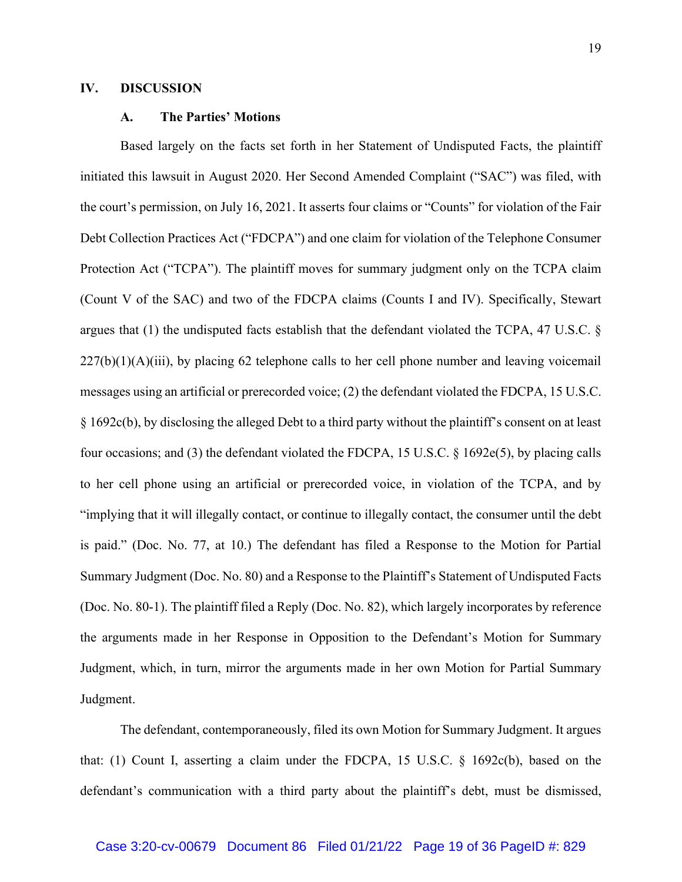## IV. DISCUSSION

### A. The Parties' Motions

Based largely on the facts set forth in her Statement of Undisputed Facts, the plaintiff initiated this lawsuit in August 2020. Her Second Amended Complaint ("SAC") was filed, with the court's permission, on July 16, 2021. It asserts four claims or "Counts" for violation of the Fair Debt Collection Practices Act ("FDCPA") and one claim for violation of the Telephone Consumer Protection Act ("TCPA"). The plaintiff moves for summary judgment only on the TCPA claim (Count V of the SAC) and two of the FDCPA claims (Counts I and IV). Specifically, Stewart argues that (1) the undisputed facts establish that the defendant violated the TCPA, 47 U.S.C. § 227(b)(1)(A)(iii), by placing 62 telephone calls to her cell phone number and leaving voicemail messages using an artificial or prerecorded voice; (2) the defendant violated the FDCPA, 15 U.S.C. § 1692c(b), by disclosing the alleged Debt to a third party without the plaintiff's consent on at least four occasions; and (3) the defendant violated the FDCPA, 15 U.S.C. § 1692e(5), by placing calls to her cell phone using an artificial or prerecorded voice, in violation of the TCPA, and by "implying that it will illegally contact, or continue to illegally contact, the consumer until the debt is paid." (Doc. No. 77, at 10.) The defendant has filed a Response to the Motion for Partial Summary Judgment (Doc. No. 80) and a Response to the Plaintiff's Statement of Undisputed Facts (Doc. No. 80-1). The plaintiff filed a Reply (Doc. No. 82), which largely incorporates by reference the arguments made in her Response in Opposition to the Defendant's Motion for Summary Judgment, which, in turn, mirror the arguments made in her own Motion for Partial Summary Judgment.

The defendant, contemporaneously, filed its own Motion for Summary Judgment. It argues that: (1) Count I, asserting a claim under the FDCPA, 15 U.S.C. § 1692c(b), based on the defendant's communication with a third party about the plaintiff's debt, must be dismissed,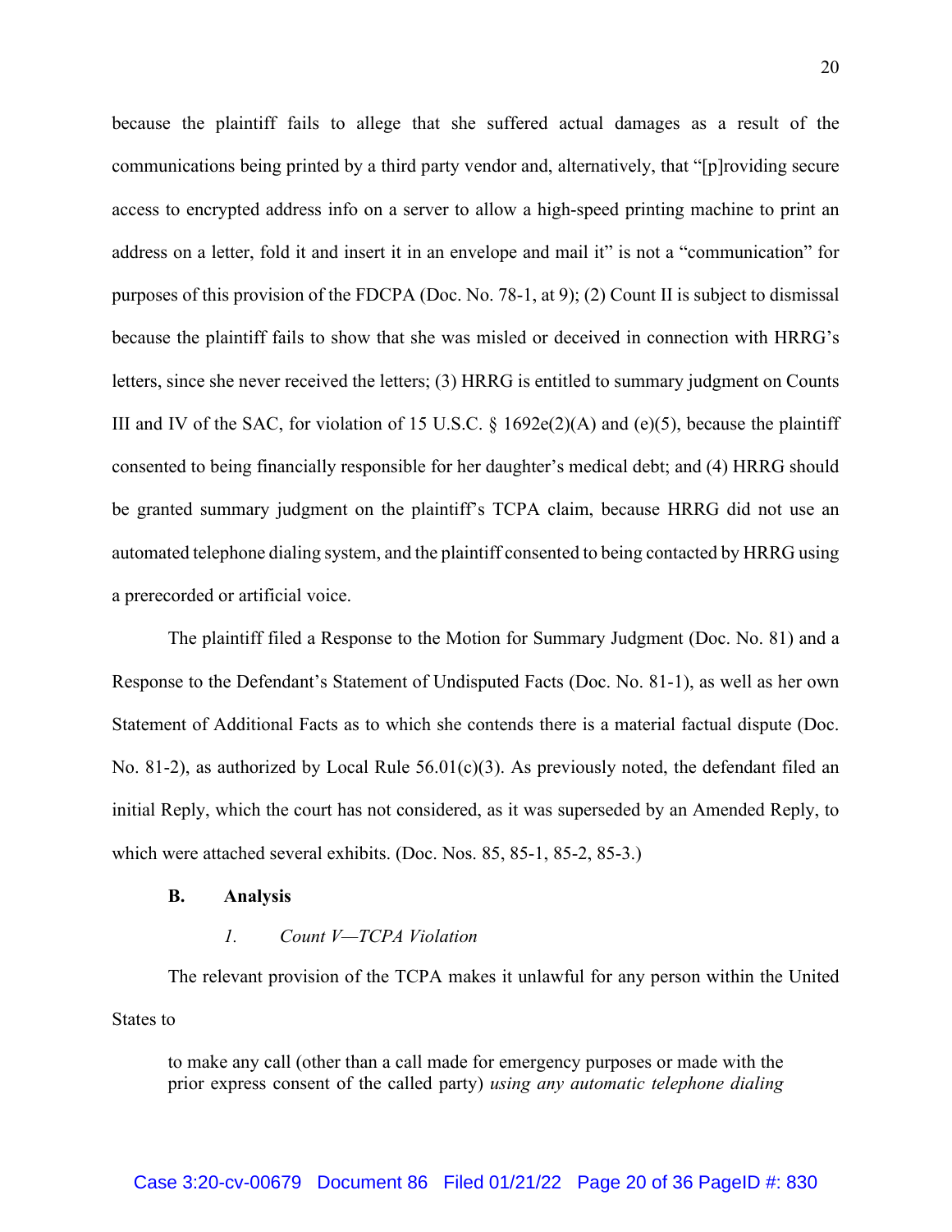because the plaintiff fails to allege that she suffered actual damages as a result of the communications being printed by a third party vendor and, alternatively, that "[p]roviding secure access to encrypted address info on a server to allow a high-speed printing machine to print an address on a letter, fold it and insert it in an envelope and mail it" is not a "communication" for purposes of this provision of the FDCPA (Doc. No. 78-1, at 9); (2) Count II is subject to dismissal because the plaintiff fails to show that she was misled or deceived in connection with HRRG's letters, since she never received the letters; (3) HRRG is entitled to summary judgment on Counts III and IV of the SAC, for violation of 15 U.S.C. § 1692e(2)(A) and (e)(5), because the plaintiff consented to being financially responsible for her daughter's medical debt; and (4) HRRG should be granted summary judgment on the plaintiff's TCPA claim, because HRRG did not use an automated telephone dialing system, and the plaintiff consented to being contacted by HRRG using a prerecorded or artificial voice.

The plaintiff filed a Response to the Motion for Summary Judgment (Doc. No. 81) and a Response to the Defendant's Statement of Undisputed Facts (Doc. No. 81-1), as well as her own Statement of Additional Facts as to which she contends there is a material factual dispute (Doc. No. 81-2), as authorized by Local Rule 56.01(c)(3). As previously noted, the defendant filed an initial Reply, which the court has not considered, as it was superseded by an Amended Reply, to which were attached several exhibits. (Doc. Nos. 85, 85-1, 85-2, 85-3.)

### B. Analysis

#### *1. Count V—TCPA Violation*

The relevant provision of the TCPA makes it unlawful for any person within the United States to

> to make any call (other than a call made for emergency purposes or made with the prior express consent of the called party) *using any automatic telephone dialing*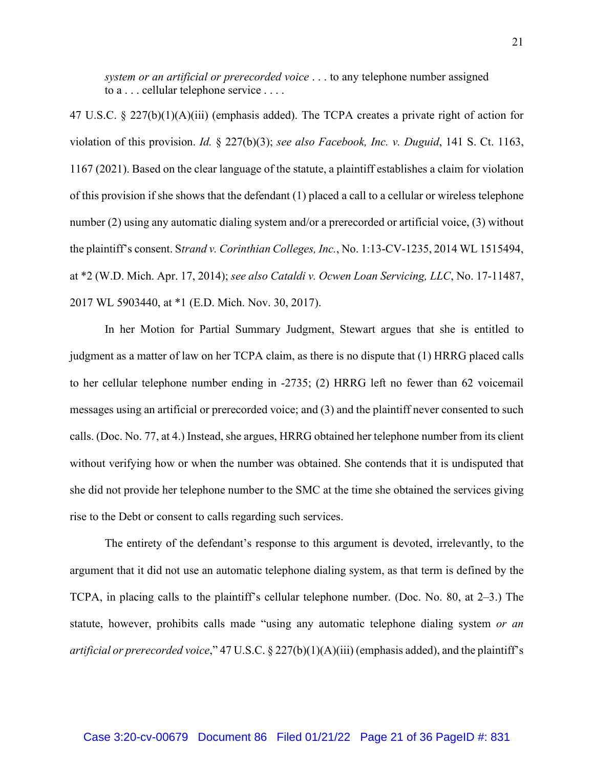> *system or an artificial or prerecorded voice* . . . to any telephone number assigned to a . . . cellular telephone service . . . .

47 U.S.C. § 227(b)(1)(A)(iii) (emphasis added). The TCPA creates a private right of action for violation of this provision. *Id.* § 227(b)(3); *see also Facebook, Inc. v. Duguid*, 141 S. Ct. 1163, 1167 (2021). Based on the clear language of the statute, a plaintiff establishes a claim for violation of this provision if she shows that the defendant (1) placed a call to a cellular or wireless telephone number (2) using any automatic dialing system and/or a prerecorded or artificial voice, (3) without the plaintiff's consent. S*trand v. Corinthian Colleges, Inc.*, No. 1:13-CV-1235, 2014 WL 1515494, at *2 (W.D. Mich. Apr. 17, 2014); *see also Cataldi v. Ocwen Loan Servicing, LLC*, No. 17-11487, 2017 WL 5903440, at *1 (E.D. Mich. Nov. 30, 2017).

In her Motion for Partial Summary Judgment, Stewart argues that she is entitled to judgment as a matter of law on her TCPA claim, as there is no dispute that (1) HRRG placed calls to her cellular telephone number ending in -2735; (2) HRRG left no fewer than 62 voicemail messages using an artificial or prerecorded voice; and (3) and the plaintiff never consented to such calls. (Doc. No. 77, at 4.) Instead, she argues, HRRG obtained her telephone number from its client without verifying how or when the number was obtained. She contends that it is undisputed that she did not provide her telephone number to the SMC at the time she obtained the services giving rise to the Debt or consent to calls regarding such services.

The entirety of the defendant's response to this argument is devoted, irrelevantly, to the argument that it did not use an automatic telephone dialing system, as that term is defined by the TCPA, in placing calls to the plaintiff's cellular telephone number. (Doc. No. 80, at 2–3.) The statute, however, prohibits calls made "using any automatic telephone dialing system *or an artificial or prerecorded voice*," 47 U.S.C. § 227(b)(1)(A)(iii) (emphasis added), and the plaintiff's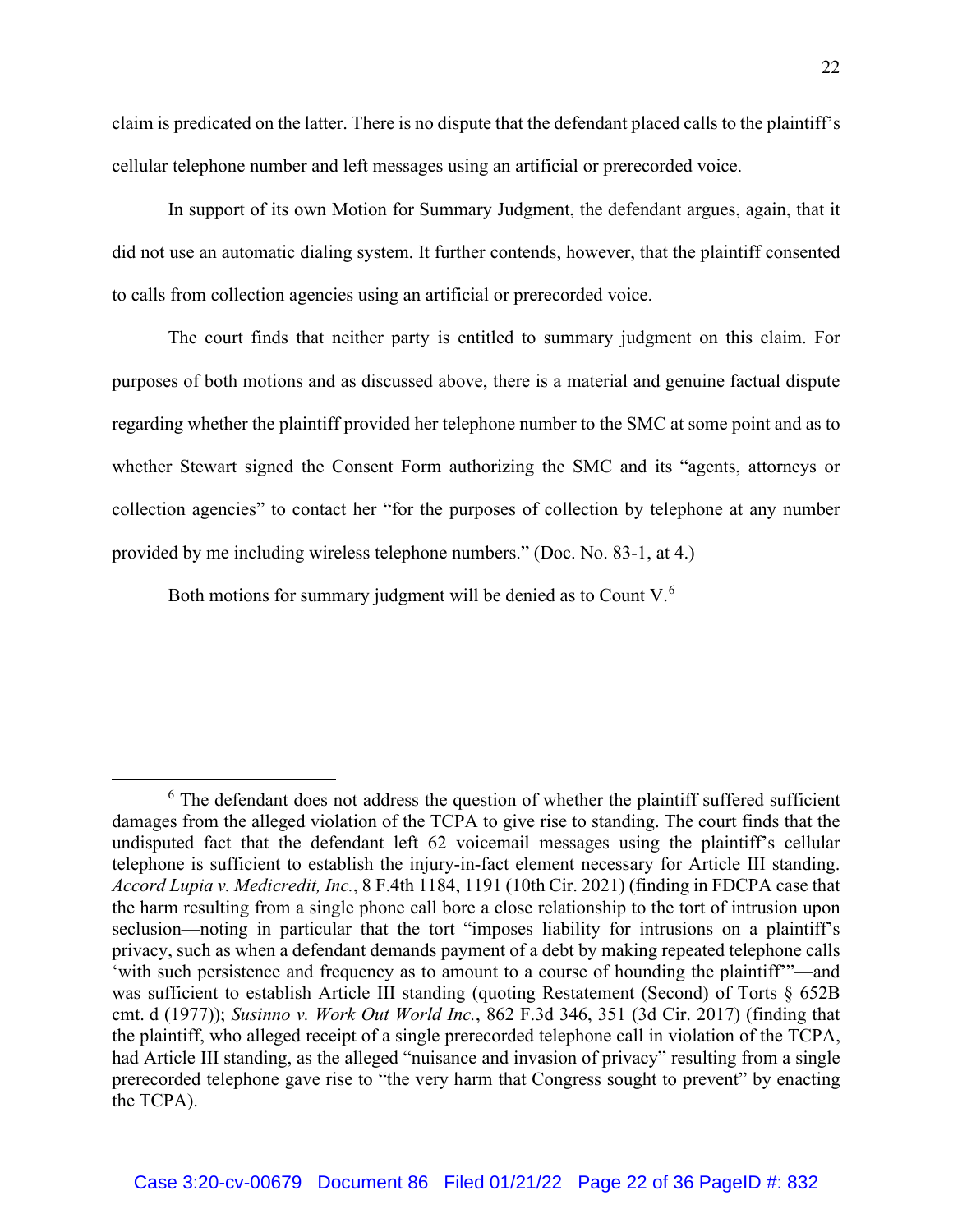claim is predicated on the latter. There is no dispute that the defendant placed calls to the plaintiff's cellular telephone number and left messages using an artificial or prerecorded voice.

In support of its own Motion for Summary Judgment, the defendant argues, again, that it did not use an automatic dialing system. It further contends, however, that the plaintiff consented to calls from collection agencies using an artificial or prerecorded voice.

The court finds that neither party is entitled to summary judgment on this claim. For purposes of both motions and as discussed above, there is a material and genuine factual dispute regarding whether the plaintiff provided her telephone number to the SMC at some point and as to whether Stewart signed the Consent Form authorizing the SMC and its "agents, attorneys or collection agencies" to contact her "for the purposes of collection by telephone at any number provided by me including wireless telephone numbers." (Doc. No. 83-1, at 4.)

Both motions for summary judgment will be denied as to Count V.[6]

---

[6] The defendant does not address the question of whether the plaintiff suffered sufficient damages from the alleged violation of the TCPA to give rise to standing. The court finds that the undisputed fact that the defendant left 62 voicemail messages using the plaintiff's cellular telephone is sufficient to establish the injury-in-fact element necessary for Article III standing. *Accord Lupia v. Medicredit, Inc.*, 8 F.4th 1184, 1191 (10th Cir. 2021) (finding in FDCPA case that the harm resulting from a single phone call bore a close relationship to the tort of intrusion upon seclusion—noting in particular that the tort "imposes liability for intrusions on a plaintiff's privacy, such as when a defendant demands payment of a debt by making repeated telephone calls 'with such persistence and frequency as to amount to a course of hounding the plaintiff'"—and was sufficient to establish Article III standing (quoting Restatement (Second) of Torts § 652B cmt. d (1977)); *Susinno v. Work Out World Inc.*, 862 F.3d 346, 351 (3d Cir. 2017) (finding that the plaintiff, who alleged receipt of a single prerecorded telephone call in violation of the TCPA, had Article III standing, as the alleged "nuisance and invasion of privacy" resulting from a single prerecorded telephone gave rise to "the very harm that Congress sought to prevent" by enacting the TCPA).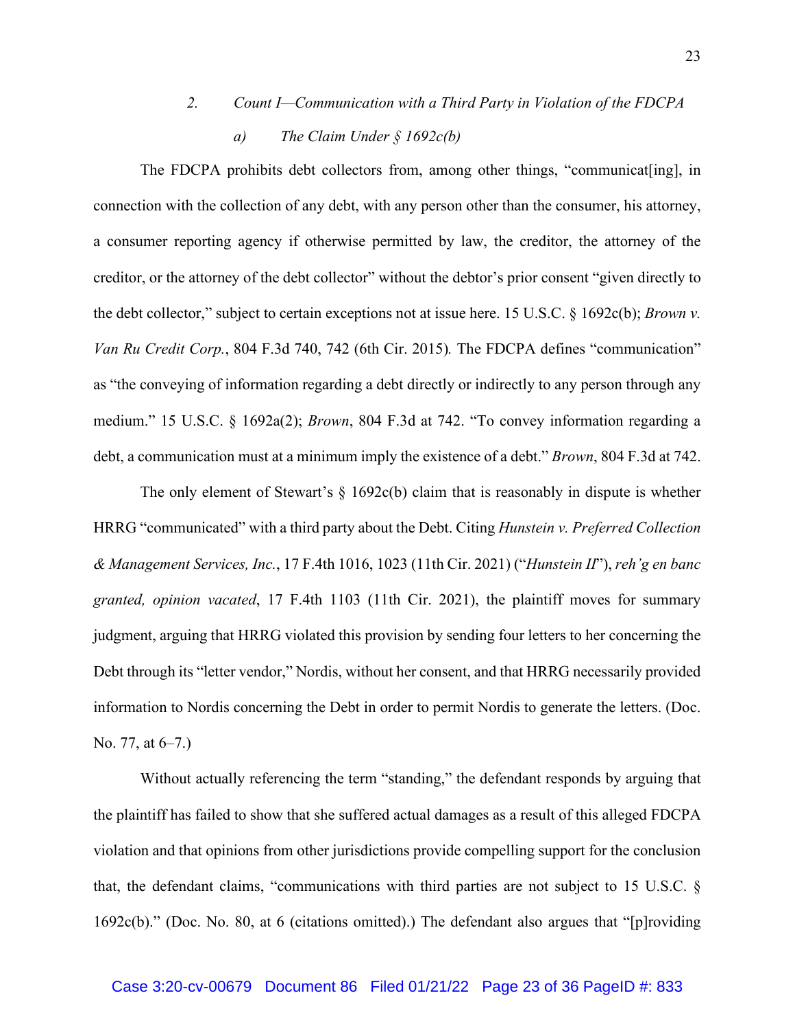### 2. *Count I—Communication with a Third Party in Violation of the FDCPA*

#### a) *The Claim Under § 1692c(b)*

The FDCPA prohibits debt collectors from, among other things, "communicat[ing], in connection with the collection of any debt, with any person other than the consumer, his attorney, a consumer reporting agency if otherwise permitted by law, the creditor, the attorney of the creditor, or the attorney of the debt collector" without the debtor's prior consent "given directly to the debt collector," subject to certain exceptions not at issue here. 15 U.S.C. § 1692c(b); *Brown v. Van Ru Credit Corp.*, 804 F.3d 740, 742 (6th Cir. 2015). The FDCPA defines "communication" as "the conveying of information regarding a debt directly or indirectly to any person through any medium." 15 U.S.C. § 1692a(2); *Brown*, 804 F.3d at 742. "To convey information regarding a debt, a communication must at a minimum imply the existence of a debt." *Brown*, 804 F.3d at 742.

The only element of Stewart's § 1692c(b) claim that is reasonably in dispute is whether HRRG "communicated" with a third party about the Debt. Citing *Hunstein v. Preferred Collection & Management Services, Inc.*, 17 F.4th 1016, 1023 (11th Cir. 2021) ("*Hunstein II*"), *reh'g en banc granted, opinion vacated*, 17 F.4th 1103 (11th Cir. 2021), the plaintiff moves for summary judgment, arguing that HRRG violated this provision by sending four letters to her concerning the Debt through its "letter vendor," Nordis, without her consent, and that HRRG necessarily provided information to Nordis concerning the Debt in order to permit Nordis to generate the letters. (Doc. No. 77, at 6–7.)

Without actually referencing the term "standing," the defendant responds by arguing that the plaintiff has failed to show that she suffered actual damages as a result of this alleged FDCPA violation and that opinions from other jurisdictions provide compelling support for the conclusion that, the defendant claims, "communications with third parties are not subject to 15 U.S.C. § 1692c(b)." (Doc. No. 80, at 6 (citations omitted).) The defendant also argues that "[p]roviding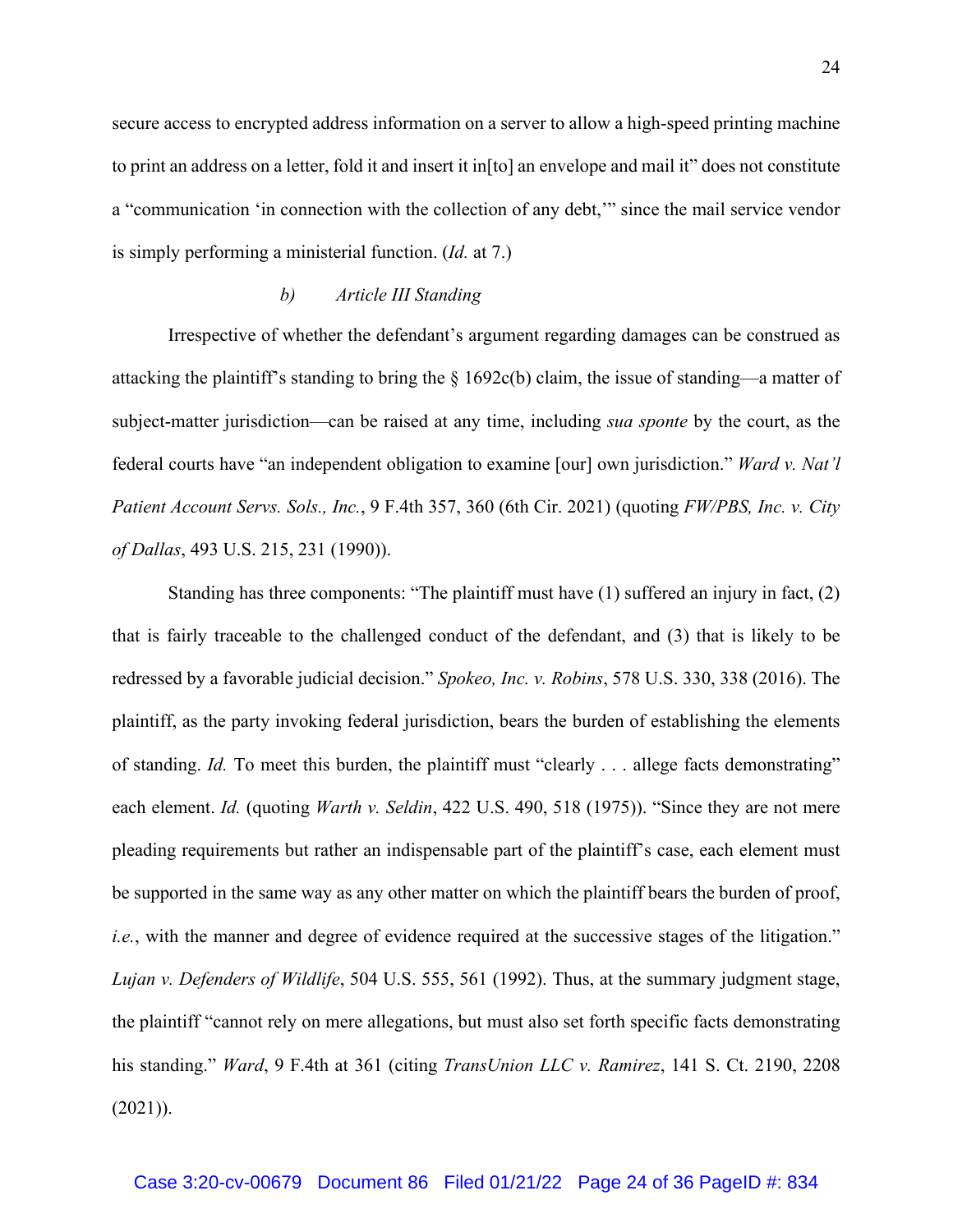secure access to encrypted address information on a server to allow a high-speed printing machine to print an address on a letter, fold it and insert it in[to] an envelope and mail it" does not constitute a "communication 'in connection with the collection of any debt,'" since the mail service vendor is simply performing a ministerial function. (*Id.* at 7.)

#### *b) Article III Standing*

Irrespective of whether the defendant's argument regarding damages can be construed as attacking the plaintiff's standing to bring the § 1692c(b) claim, the issue of standing—a matter of subject-matter jurisdiction—can be raised at any time, including *sua sponte* by the court, as the federal courts have "an independent obligation to examine [our] own jurisdiction." *Ward v. Nat'l Patient Account Servs. Sols., Inc.*, 9 F.4th 357, 360 (6th Cir. 2021) (quoting *FW/PBS, Inc. v. City of Dallas*, 493 U.S. 215, 231 (1990)).

Standing has three components: "The plaintiff must have (1) suffered an injury in fact, (2) that is fairly traceable to the challenged conduct of the defendant, and (3) that is likely to be redressed by a favorable judicial decision." *Spokeo, Inc. v. Robins*, 578 U.S. 330, 338 (2016). The plaintiff, as the party invoking federal jurisdiction, bears the burden of establishing the elements of standing. *Id.* To meet this burden, the plaintiff must "clearly . . . allege facts demonstrating" each element. *Id.* (quoting *Warth v. Seldin*, 422 U.S. 490, 518 (1975)). "Since they are not mere pleading requirements but rather an indispensable part of the plaintiff's case, each element must be supported in the same way as any other matter on which the plaintiff bears the burden of proof, *i.e.*, with the manner and degree of evidence required at the successive stages of the litigation." *Lujan v. Defenders of Wildlife*, 504 U.S. 555, 561 (1992). Thus, at the summary judgment stage, the plaintiff "cannot rely on mere allegations, but must also set forth specific facts demonstrating his standing." *Ward*, 9 F.4th at 361 (citing *TransUnion LLC v. Ramirez*, 141 S. Ct. 2190, 2208 (2021)).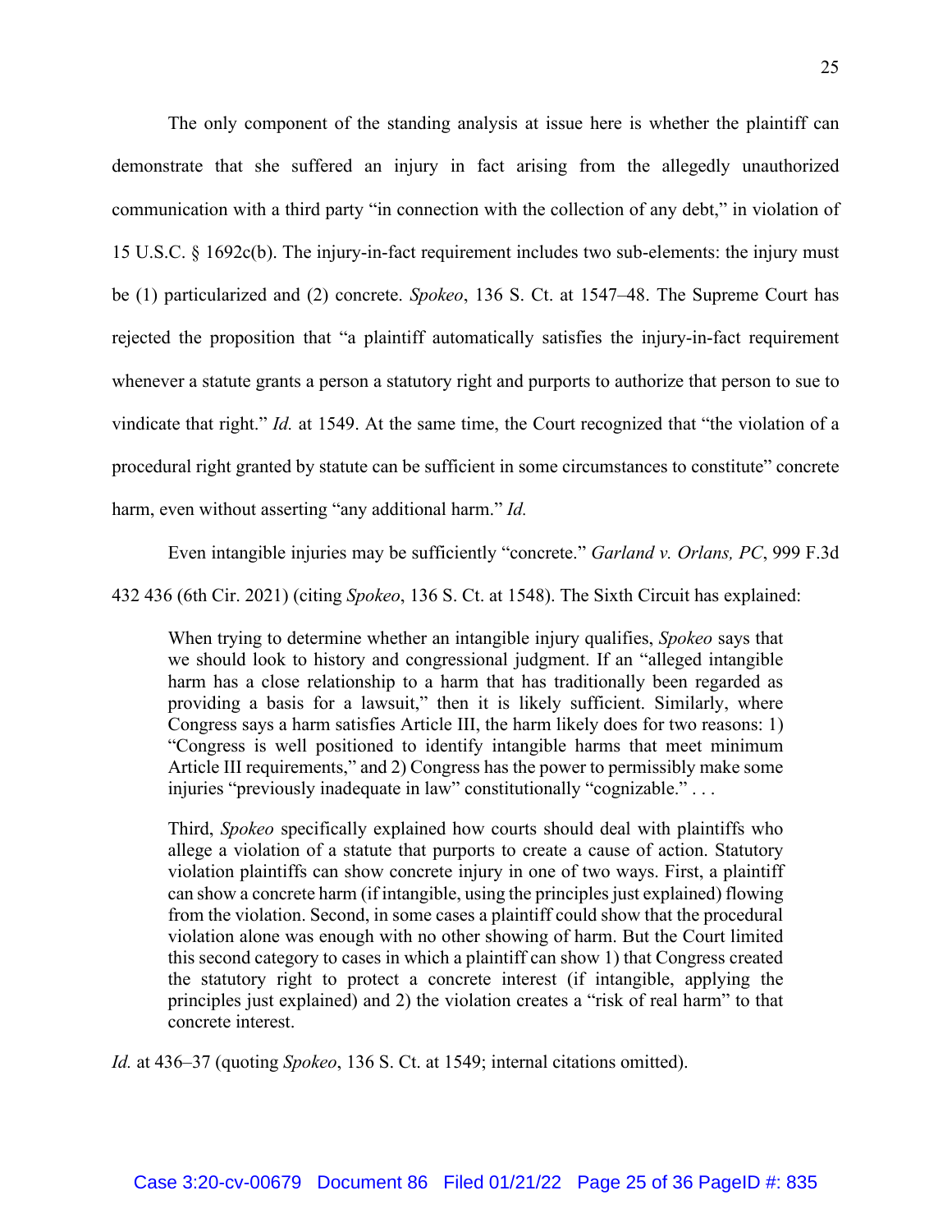The only component of the standing analysis at issue here is whether the plaintiff can demonstrate that she suffered an injury in fact arising from the allegedly unauthorized communication with a third party "in connection with the collection of any debt," in violation of 15 U.S.C. § 1692c(b). The injury-in-fact requirement includes two sub-elements: the injury must be (1) particularized and (2) concrete. *Spokeo*, 136 S. Ct. at 1547–48. The Supreme Court has rejected the proposition that "a plaintiff automatically satisfies the injury-in-fact requirement whenever a statute grants a person a statutory right and purports to authorize that person to sue to vindicate that right." *Id.* at 1549. At the same time, the Court recognized that "the violation of a procedural right granted by statute can be sufficient in some circumstances to constitute" concrete harm, even without asserting "any additional harm." *Id.*

Even intangible injuries may be sufficiently "concrete." *Garland v. Orlans, PC*, 999 F.3d 432 436 (6th Cir. 2021) (citing *Spokeo*, 136 S. Ct. at 1548). The Sixth Circuit has explained:

> When trying to determine whether an intangible injury qualifies, *Spokeo* says that we should look to history and congressional judgment. If an "alleged intangible harm has a close relationship to a harm that has traditionally been regarded as providing a basis for a lawsuit," then it is likely sufficient. Similarly, where Congress says a harm satisfies Article III, the harm likely does for two reasons: 1) "Congress is well positioned to identify intangible harms that meet minimum Article III requirements," and 2) Congress has the power to permissibly make some injuries "previously inadequate in law" constitutionally "cognizable." . . .
>
> Third, *Spokeo* specifically explained how courts should deal with plaintiffs who allege a violation of a statute that purports to create a cause of action. Statutory violation plaintiffs can show concrete injury in one of two ways. First, a plaintiff can show a concrete harm (if intangible, using the principles just explained) flowing from the violation. Second, in some cases a plaintiff could show that the procedural violation alone was enough with no other showing of harm. But the Court limited this second category to cases in which a plaintiff can show 1) that Congress created the statutory right to protect a concrete interest (if intangible, applying the principles just explained) and 2) the violation creates a "risk of real harm" to that concrete interest.

*Id.* at 436–37 (quoting *Spokeo*, 136 S. Ct. at 1549; internal citations omitted).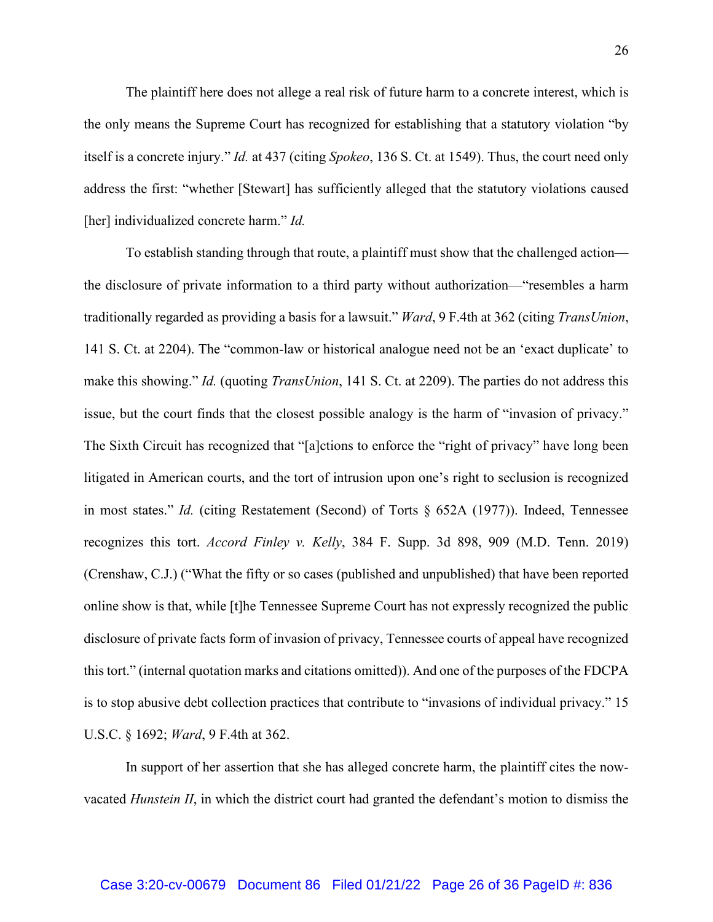The plaintiff here does not allege a real risk of future harm to a concrete interest, which is the only means the Supreme Court has recognized for establishing that a statutory violation "by itself is a concrete injury." *Id.* at 437 (citing *Spokeo*, 136 S. Ct. at 1549). Thus, the court need only address the first: "whether [Stewart] has sufficiently alleged that the statutory violations caused [her] individualized concrete harm." *Id.*

To establish standing through that route, a plaintiff must show that the challenged action—the disclosure of private information to a third party without authorization—"resembles a harm traditionally regarded as providing a basis for a lawsuit." *Ward*, 9 F.4th at 362 (citing *TransUnion*, 141 S. Ct. at 2204). The "common-law or historical analogue need not be an 'exact duplicate' to make this showing." *Id.* (quoting *TransUnion*, 141 S. Ct. at 2209). The parties do not address this issue, but the court finds that the closest possible analogy is the harm of "invasion of privacy." The Sixth Circuit has recognized that "[a]ctions to enforce the "right of privacy" have long been litigated in American courts, and the tort of intrusion upon one's right to seclusion is recognized in most states." *Id.* (citing Restatement (Second) of Torts § 652A (1977)). Indeed, Tennessee recognizes this tort. *Accord Finley v. Kelly*, 384 F. Supp. 3d 898, 909 (M.D. Tenn. 2019) (Crenshaw, C.J.) ("What the fifty or so cases (published and unpublished) that have been reported online show is that, while [t]he Tennessee Supreme Court has not expressly recognized the public disclosure of private facts form of invasion of privacy, Tennessee courts of appeal have recognized this tort." (internal quotation marks and citations omitted)). And one of the purposes of the FDCPA is to stop abusive debt collection practices that contribute to "invasions of individual privacy." 15 U.S.C. § 1692; *Ward*, 9 F.4th at 362.

In support of her assertion that she has alleged concrete harm, the plaintiff cites the now-vacated *Hunstein II*, in which the district court had granted the defendant's motion to dismiss the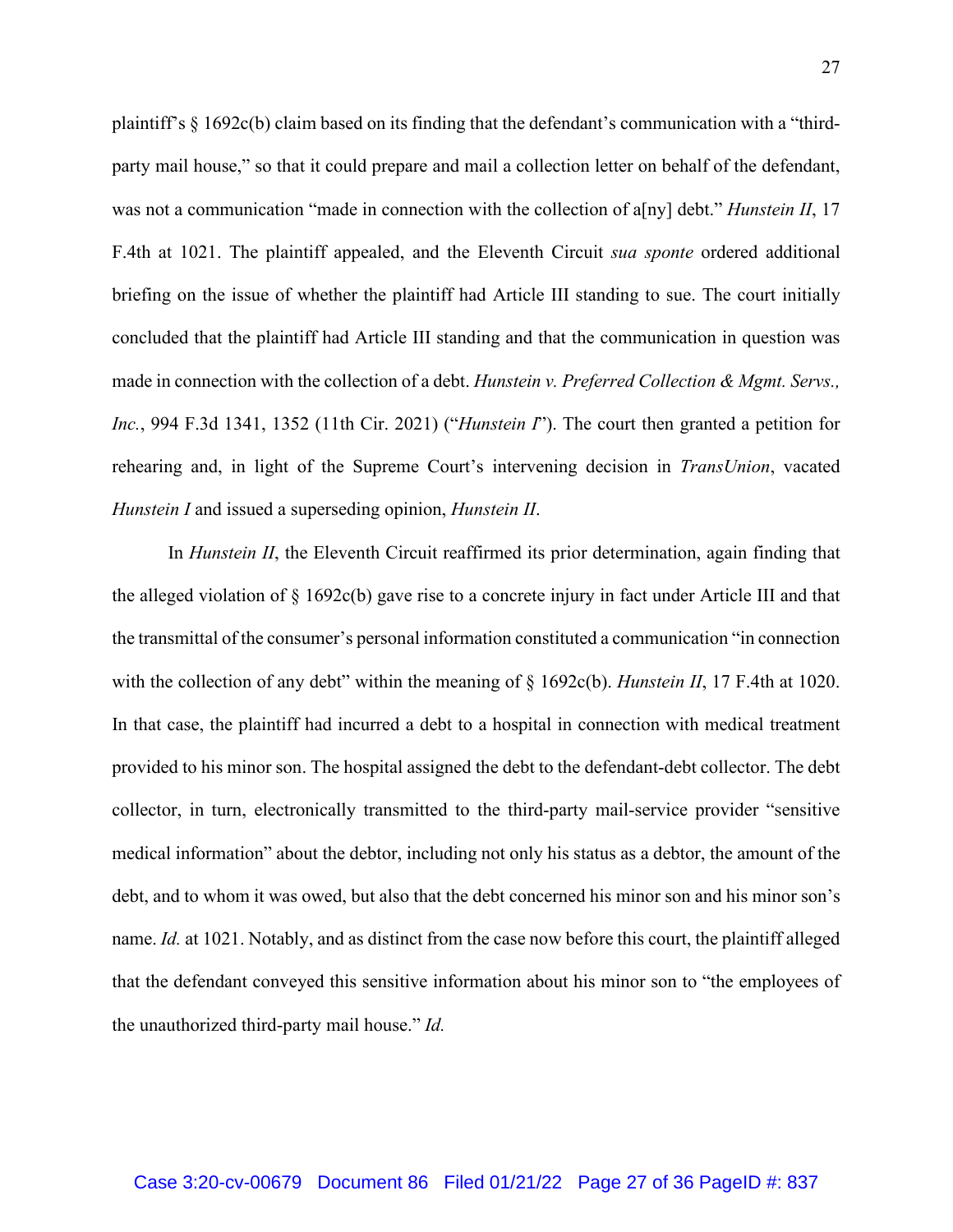plaintiff's § 1692c(b) claim based on its finding that the defendant's communication with a "third-party mail house," so that it could prepare and mail a collection letter on behalf of the defendant, was not a communication "made in connection with the collection of a[ny] debt." *Hunstein II*, 17 F.4th at 1021. The plaintiff appealed, and the Eleventh Circuit *sua sponte* ordered additional briefing on the issue of whether the plaintiff had Article III standing to sue. The court initially concluded that the plaintiff had Article III standing and that the communication in question was made in connection with the collection of a debt. *Hunstein v. Preferred Collection & Mgmt. Servs., Inc.*, 994 F.3d 1341, 1352 (11th Cir. 2021) ("*Hunstein I*"). The court then granted a petition for rehearing and, in light of the Supreme Court's intervening decision in *TransUnion*, vacated *Hunstein I* and issued a superseding opinion, *Hunstein II*.

In *Hunstein II*, the Eleventh Circuit reaffirmed its prior determination, again finding that the alleged violation of § 1692c(b) gave rise to a concrete injury in fact under Article III and that the transmittal of the consumer's personal information constituted a communication "in connection with the collection of any debt" within the meaning of § 1692c(b). *Hunstein II*, 17 F.4th at 1020. In that case, the plaintiff had incurred a debt to a hospital in connection with medical treatment provided to his minor son. The hospital assigned the debt to the defendant-debt collector. The debt collector, in turn, electronically transmitted to the third-party mail-service provider "sensitive medical information" about the debtor, including not only his status as a debtor, the amount of the debt, and to whom it was owed, but also that the debt concerned his minor son and his minor son's name. *Id.* at 1021. Notably, and as distinct from the case now before this court, the plaintiff alleged that the defendant conveyed this sensitive information about his minor son to "the employees of the unauthorized third-party mail house." *Id.*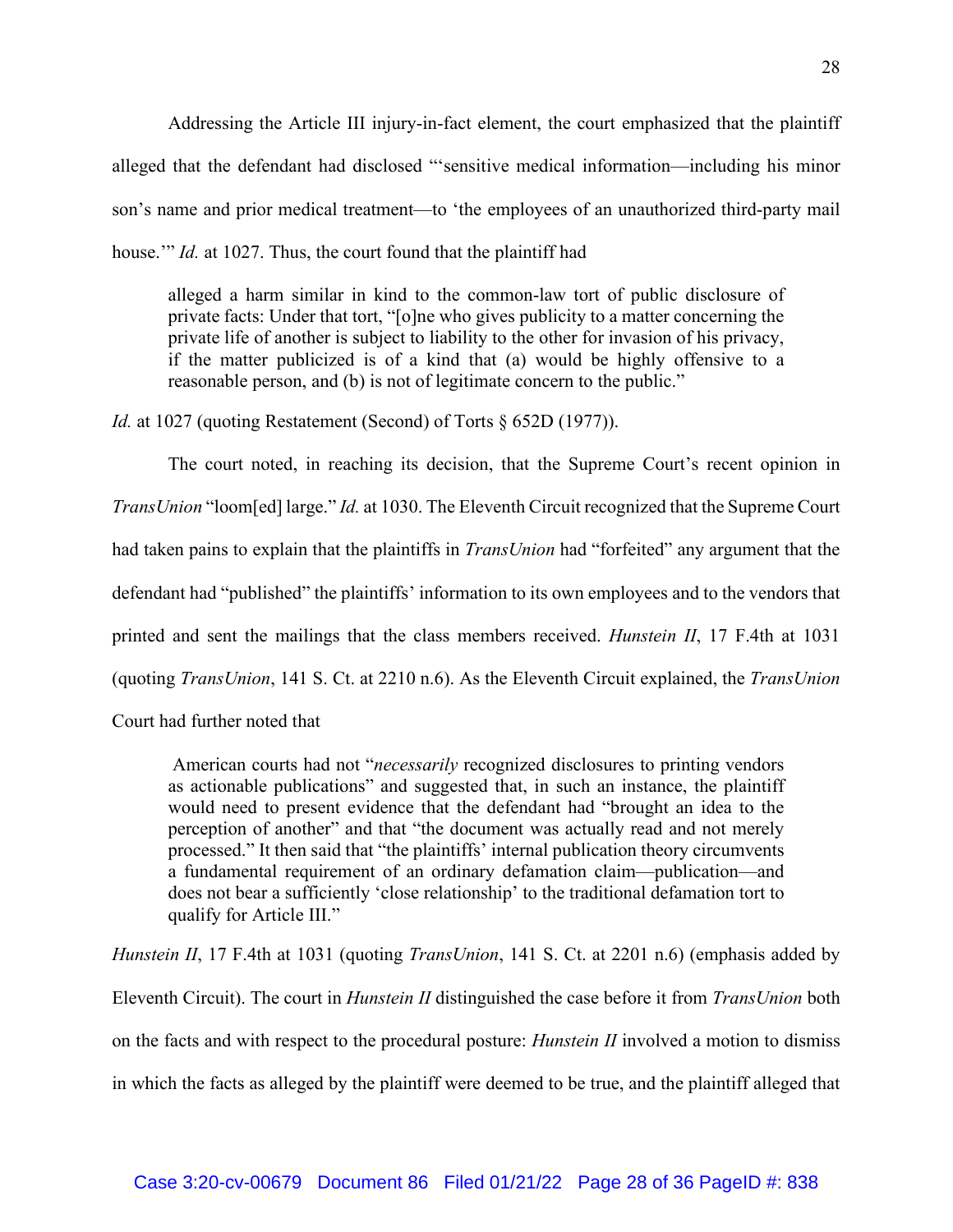Addressing the Article III injury-in-fact element, the court emphasized that the plaintiff alleged that the defendant had disclosed "'sensitive medical information—including his minor son's name and prior medical treatment—to 'the employees of an unauthorized third-party mail house.'" *Id.* at 1027. Thus, the court found that the plaintiff had

> alleged a harm similar in kind to the common-law tort of public disclosure of private facts: Under that tort, "[o]ne who gives publicity to a matter concerning the private life of another is subject to liability to the other for invasion of his privacy, if the matter publicized is of a kind that (a) would be highly offensive to a reasonable person, and (b) is not of legitimate concern to the public."

*Id.* at 1027 (quoting Restatement (Second) of Torts § 652D (1977)).

The court noted, in reaching its decision, that the Supreme Court's recent opinion in *TransUnion* "loom[ed] large." *Id.* at 1030. The Eleventh Circuit recognized that the Supreme Court had taken pains to explain that the plaintiffs in *TransUnion* had "forfeited" any argument that the defendant had "published" the plaintiffs' information to its own employees and to the vendors that printed and sent the mailings that the class members received. *Hunstein II*, 17 F.4th at 1031 (quoting *TransUnion*, 141 S. Ct. at 2210 n.6). As the Eleventh Circuit explained, the *TransUnion* Court had further noted that

> American courts had not "*necessarily* recognized disclosures to printing vendors as actionable publications" and suggested that, in such an instance, the plaintiff would need to present evidence that the defendant had "brought an idea to the perception of another" and that "the document was actually read and not merely processed." It then said that "the plaintiffs' internal publication theory circumvents a fundamental requirement of an ordinary defamation claim—publication—and does not bear a sufficiently 'close relationship' to the traditional defamation tort to qualify for Article III."

*Hunstein II*, 17 F.4th at 1031 (quoting *TransUnion*, 141 S. Ct. at 2201 n.6) (emphasis added by Eleventh Circuit). The court in *Hunstein II* distinguished the case before it from *TransUnion* both on the facts and with respect to the procedural posture: *Hunstein II* involved a motion to dismiss in which the facts as alleged by the plaintiff were deemed to be true, and the plaintiff alleged that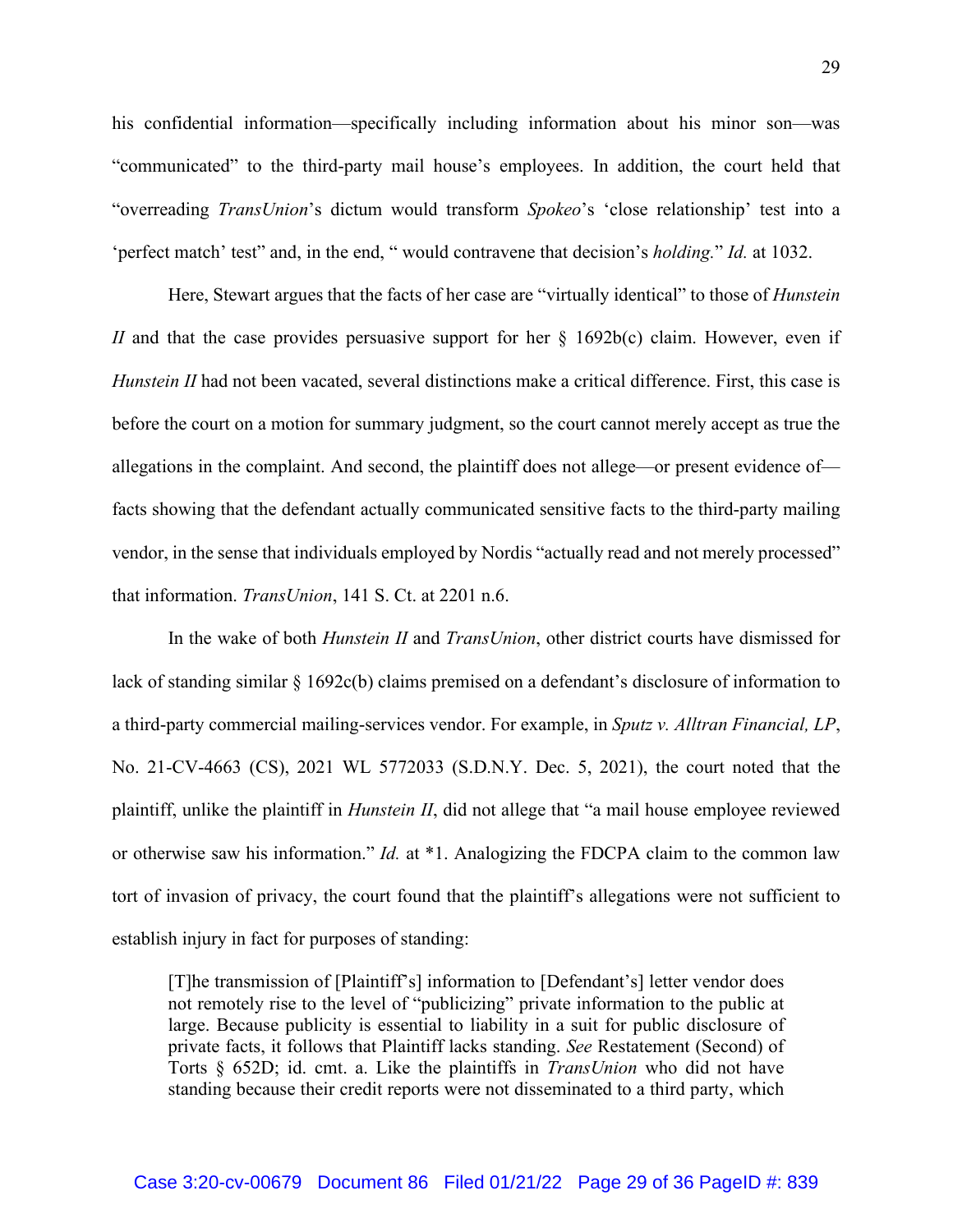his confidential information—specifically including information about his minor son—was "communicated" to the third-party mail house's employees. In addition, the court held that "overreading *TransUnion*'s dictum would transform *Spokeo*'s 'close relationship' test into a 'perfect match' test" and, in the end, " would contravene that decision's *holding.*" *Id.* at 1032.

Here, Stewart argues that the facts of her case are "virtually identical" to those of *Hunstein II* and that the case provides persuasive support for her § 1692b(c) claim. However, even if *Hunstein II* had not been vacated, several distinctions make a critical difference. First, this case is before the court on a motion for summary judgment, so the court cannot merely accept as true the allegations in the complaint. And second, the plaintiff does not allege—or present evidence of—facts showing that the defendant actually communicated sensitive facts to the third-party mailing vendor, in the sense that individuals employed by Nordis "actually read and not merely processed" that information. *TransUnion*, 141 S. Ct. at 2201 n.6.

In the wake of both *Hunstein II* and *TransUnion*, other district courts have dismissed for lack of standing similar § 1692c(b) claims premised on a defendant's disclosure of information to a third-party commercial mailing-services vendor. For example, in *Sputz v. Alltran Financial, LP*, No. 21-CV-4663 (CS), 2021 WL 5772033 (S.D.N.Y. Dec. 5, 2021), the court noted that the plaintiff, unlike the plaintiff in *Hunstein II*, did not allege that "a mail house employee reviewed or otherwise saw his information." *Id.* at *1. Analogizing the FDCPA claim to the common law tort of invasion of privacy, the court found that the plaintiff's allegations were not sufficient to establish injury in fact for purposes of standing:

> [T]he transmission of [Plaintiff's] information to [Defendant's] letter vendor does not remotely rise to the level of "publicizing" private information to the public at large. Because publicity is essential to liability in a suit for public disclosure of private facts, it follows that Plaintiff lacks standing. *See* Restatement (Second) of Torts § 652D; id. cmt. a. Like the plaintiffs in *TransUnion* who did not have standing because their credit reports were not disseminated to a third party, which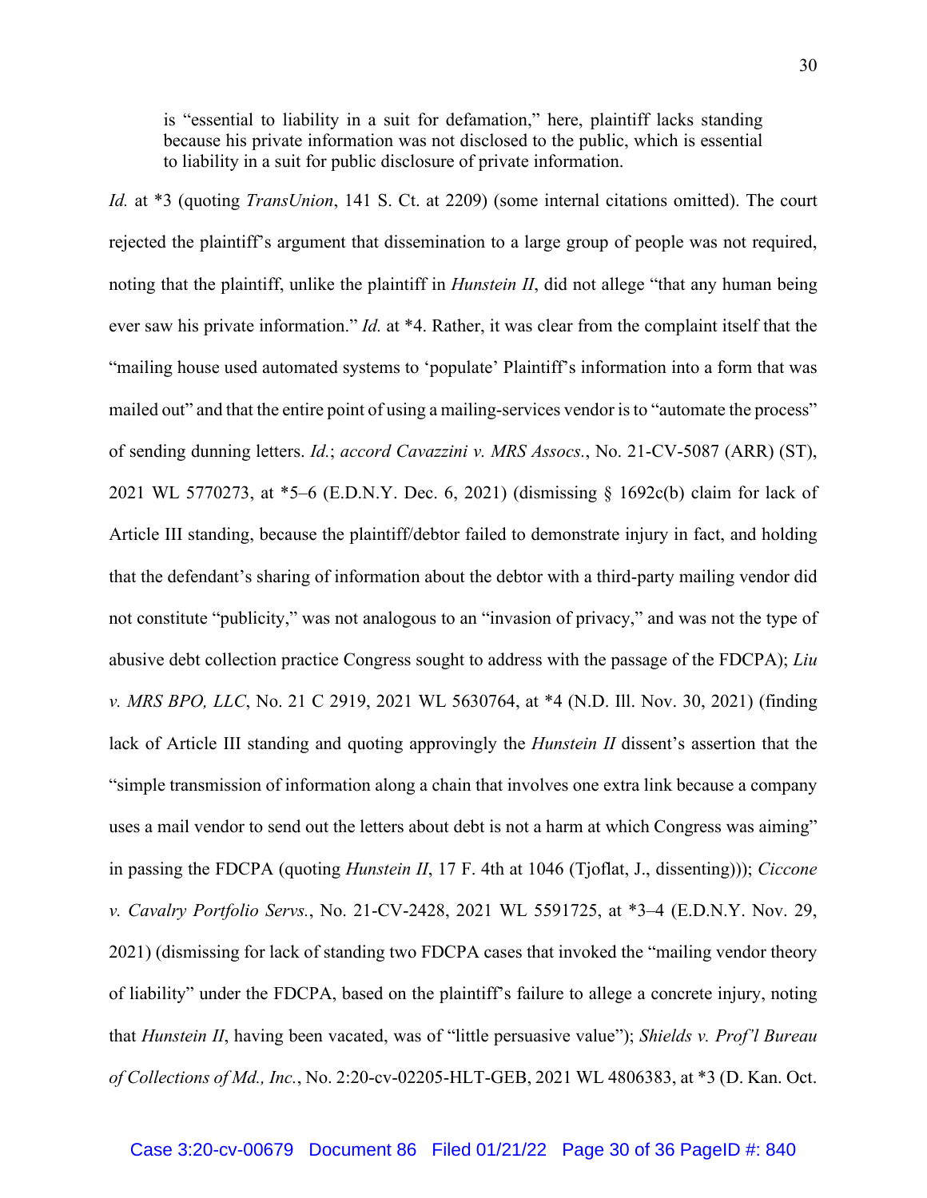> is "essential to liability in a suit for defamation," here, plaintiff lacks standing because his private information was not disclosed to the public, which is essential to liability in a suit for public disclosure of private information.

*Id.* at *3 (quoting *TransUnion*, 141 S. Ct. at 2209) (some internal citations omitted). The court rejected the plaintiff's argument that dissemination to a large group of people was not required, noting that the plaintiff, unlike the plaintiff in *Hunstein II*, did not allege "that any human being ever saw his private information." *Id.* at *4. Rather, it was clear from the complaint itself that the "mailing house used automated systems to 'populate' Plaintiff's information into a form that was mailed out" and that the entire point of using a mailing-services vendor is to "automate the process" of sending dunning letters. *Id.*; *accord Cavazzini v. MRS Assocs.*, No. 21-CV-5087 (ARR) (ST), 2021 WL 5770273, at *5–6 (E.D.N.Y. Dec. 6, 2021) (dismissing § 1692c(b) claim for lack of Article III standing, because the plaintiff/debtor failed to demonstrate injury in fact, and holding that the defendant's sharing of information about the debtor with a third-party mailing vendor did not constitute "publicity," was not analogous to an "invasion of privacy," and was not the type of abusive debt collection practice Congress sought to address with the passage of the FDCPA); *Liu v. MRS BPO, LLC*, No. 21 C 2919, 2021 WL 5630764, at *4 (N.D. Ill. Nov. 30, 2021) (finding lack of Article III standing and quoting approvingly the *Hunstein II* dissent's assertion that the "simple transmission of information along a chain that involves one extra link because a company uses a mail vendor to send out the letters about debt is not a harm at which Congress was aiming" in passing the FDCPA (quoting *Hunstein II*, 17 F. 4th at 1046 (Tjoflat, J., dissenting))); *Ciccone v. Cavalry Portfolio Servs.*, No. 21-CV-2428, 2021 WL 5591725, at *3–4 (E.D.N.Y. Nov. 29, 2021) (dismissing for lack of standing two FDCPA cases that invoked the "mailing vendor theory of liability" under the FDCPA, based on the plaintiff's failure to allege a concrete injury, noting that *Hunstein II*, having been vacated, was of "little persuasive value"); *Shields v. Prof'l Bureau of Collections of Md., Inc.*, No. 2:20-cv-02205-HLT-GEB, 2021 WL 4806383, at *3 (D. Kan. Oct.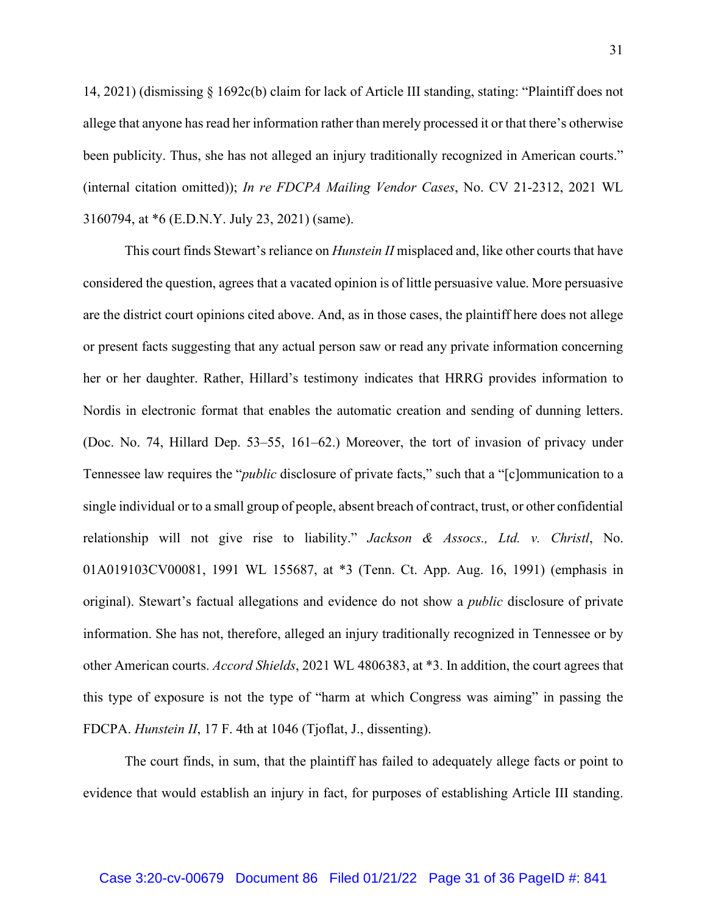14, 2021) (dismissing § 1692c(b) claim for lack of Article III standing, stating: "Plaintiff does not allege that anyone has read her information rather than merely processed it or that there's otherwise been publicity. Thus, she has not alleged an injury traditionally recognized in American courts." (internal citation omitted)); *In re FDCPA Mailing Vendor Cases*, No. CV 21-2312, 2021 WL 3160794, at *6 (E.D.N.Y. July 23, 2021) (same).

This court finds Stewart's reliance on *Hunstein II* misplaced and, like other courts that have considered the question, agrees that a vacated opinion is of little persuasive value. More persuasive are the district court opinions cited above. And, as in those cases, the plaintiff here does not allege or present facts suggesting that any actual person saw or read any private information concerning her or her daughter. Rather, Hillard's testimony indicates that HRRG provides information to Nordis in electronic format that enables the automatic creation and sending of dunning letters. (Doc. No. 74, Hillard Dep. 53–55, 161–62.) Moreover, the tort of invasion of privacy under Tennessee law requires the "*public* disclosure of private facts," such that a "[c]ommunication to a single individual or to a small group of people, absent breach of contract, trust, or other confidential relationship will not give rise to liability." *Jackson & Assocs., Ltd. v. Christl*, No. 01A019103CV00081, 1991 WL 155687, at *3 (Tenn. Ct. App. Aug. 16, 1991) (emphasis in original). Stewart's factual allegations and evidence do not show a *public* disclosure of private information. She has not, therefore, alleged an injury traditionally recognized in Tennessee or by other American courts. *Accord Shields*, 2021 WL 4806383, at *3. In addition, the court agrees that this type of exposure is not the type of "harm at which Congress was aiming" in passing the FDCPA. *Hunstein II*, 17 F. 4th at 1046 (Tjoflat, J., dissenting).

The court finds, in sum, that the plaintiff has failed to adequately allege facts or point to evidence that would establish an injury in fact, for purposes of establishing Article III standing.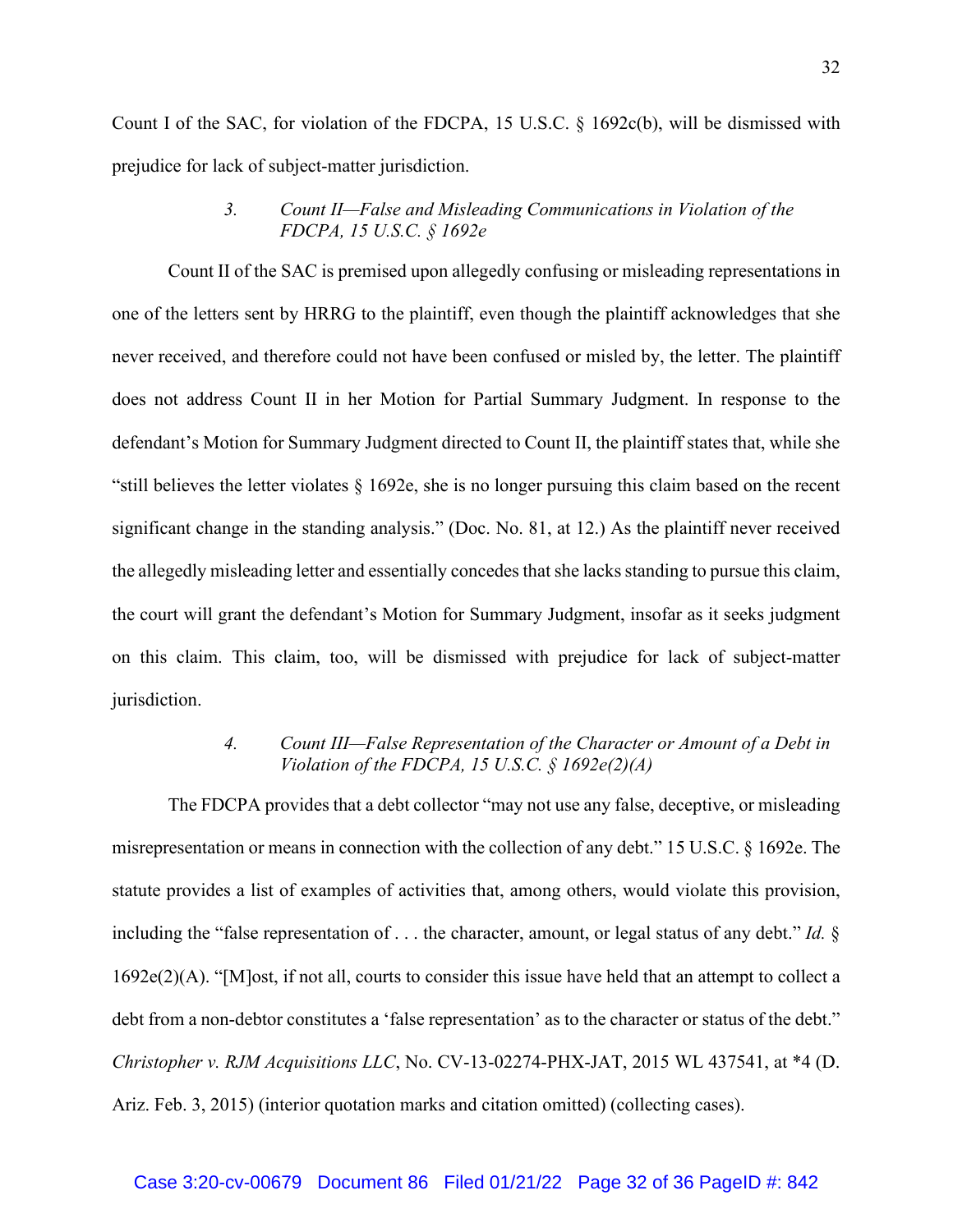Count I of the SAC, for violation of the FDCPA, 15 U.S.C. § 1692c(b), will be dismissed with prejudice for lack of subject-matter jurisdiction.

### *3. Count II—False and Misleading Communications in Violation of the FDCPA, 15 U.S.C. § 1692e*

Count II of the SAC is premised upon allegedly confusing or misleading representations in one of the letters sent by HRRG to the plaintiff, even though the plaintiff acknowledges that she never received, and therefore could not have been confused or misled by, the letter. The plaintiff does not address Count II in her Motion for Partial Summary Judgment. In response to the defendant's Motion for Summary Judgment directed to Count II, the plaintiff states that, while she "still believes the letter violates § 1692e, she is no longer pursuing this claim based on the recent significant change in the standing analysis." (Doc. No. 81, at 12.) As the plaintiff never received the allegedly misleading letter and essentially concedes that she lacks standing to pursue this claim, the court will grant the defendant's Motion for Summary Judgment, insofar as it seeks judgment on this claim. This claim, too, will be dismissed with prejudice for lack of subject-matter jurisdiction.

### *4. Count III—False Representation of the Character or Amount of a Debt in Violation of the FDCPA, 15 U.S.C. § 1692e(2)(A)*

The FDCPA provides that a debt collector "may not use any false, deceptive, or misleading misrepresentation or means in connection with the collection of any debt." 15 U.S.C. § 1692e. The statute provides a list of examples of activities that, among others, would violate this provision, including the "false representation of . . . the character, amount, or legal status of any debt." *Id.* § 1692e(2)(A). "[M]ost, if not all, courts to consider this issue have held that an attempt to collect a debt from a non-debtor constitutes a 'false representation' as to the character or status of the debt." *Christopher v. RJM Acquisitions LLC*, No. CV-13-02274-PHX-JAT, 2015 WL 437541, at *4 (D. Ariz. Feb. 3, 2015) (interior quotation marks and citation omitted) (collecting cases).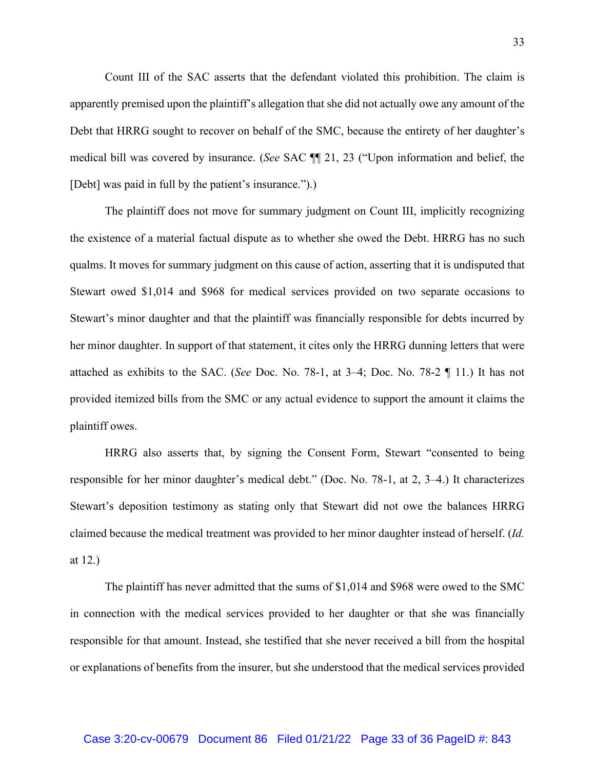Count III of the SAC asserts that the defendant violated this prohibition. The claim is apparently premised upon the plaintiff's allegation that she did not actually owe any amount of the Debt that HRRG sought to recover on behalf of the SMC, because the entirety of her daughter's medical bill was covered by insurance. (*See* SAC ¶¶ 21, 23 ("Upon information and belief, the [Debt] was paid in full by the patient's insurance.").)

The plaintiff does not move for summary judgment on Count III, implicitly recognizing the existence of a material factual dispute as to whether she owed the Debt. HRRG has no such qualms. It moves for summary judgment on this cause of action, asserting that it is undisputed that Stewart owed $1,014 and $968 for medical services provided on two separate occasions to Stewart's minor daughter and that the plaintiff was financially responsible for debts incurred by her minor daughter. In support of that statement, it cites only the HRRG dunning letters that were attached as exhibits to the SAC. (*See* Doc. No. 78-1, at 3–4; Doc. No. 78-2 ¶ 11.) It has not provided itemized bills from the SMC or any actual evidence to support the amount it claims the plaintiff owes.

HRRG also asserts that, by signing the Consent Form, Stewart "consented to being responsible for her minor daughter's medical debt." (Doc. No. 78-1, at 2, 3–4.) It characterizes Stewart's deposition testimony as stating only that Stewart did not owe the balances HRRG claimed because the medical treatment was provided to her minor daughter instead of herself. (*Id.* at 12.)

The plaintiff has never admitted that the sums of $1,014 and $968 were owed to the SMC in connection with the medical services provided to her daughter or that she was financially responsible for that amount. Instead, she testified that she never received a bill from the hospital or explanations of benefits from the insurer, but she understood that the medical services provided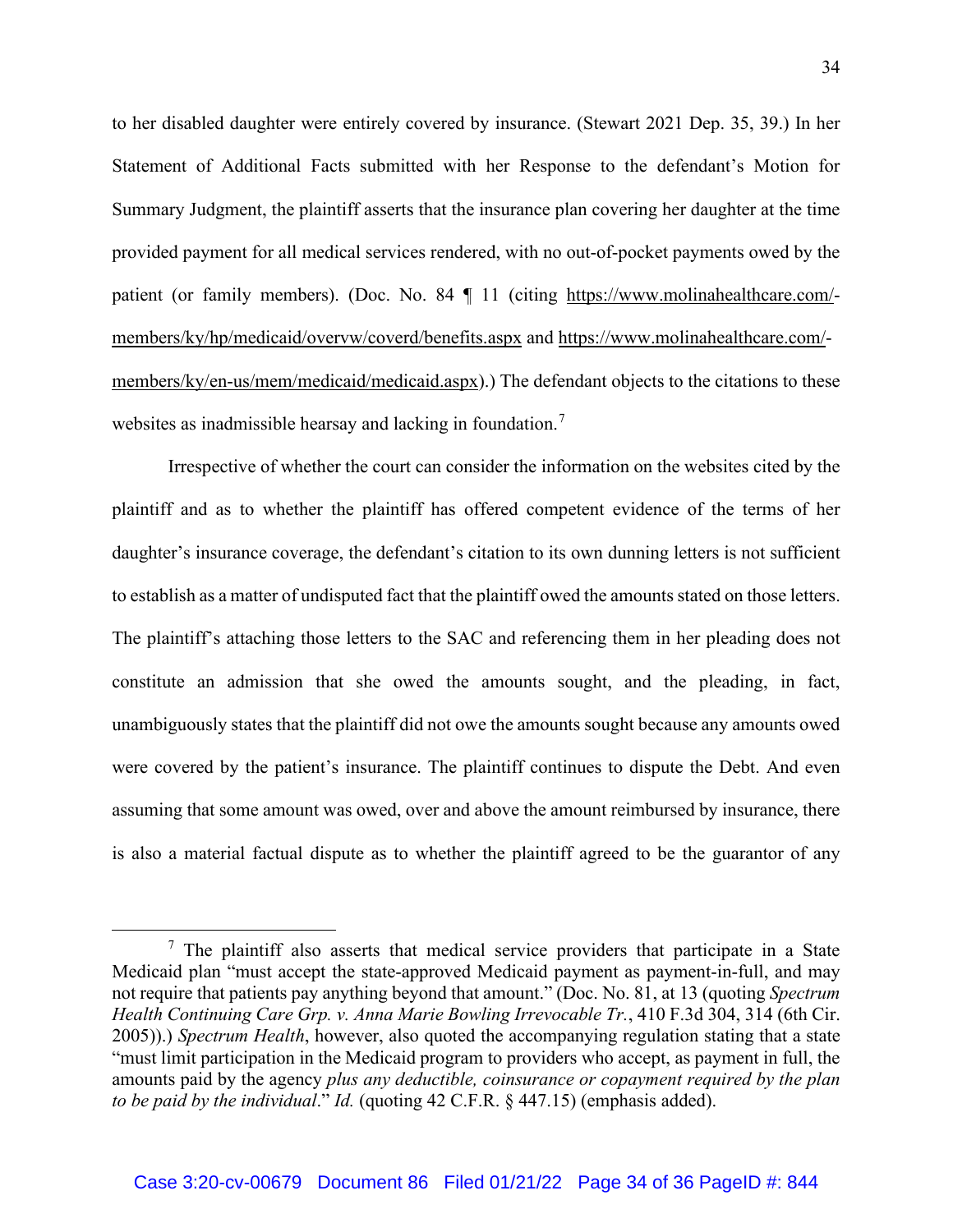to her disabled daughter were entirely covered by insurance. (Stewart 2021 Dep. 35, 39.) In her Statement of Additional Facts submitted with her Response to the defendant's Motion for Summary Judgment, the plaintiff asserts that the insurance plan covering her daughter at the time provided payment for all medical services rendered, with no out-of-pocket payments owed by the patient (or family members). (Doc. No. 84 ¶ 11 (citing https://www.molinahealthcare.com/-members/ky/hp/medicaid/overvw/coverd/benefits.aspx and https://www.molinahealthcare.com/-members/ky/en-us/mem/medicaid/medicaid.aspx).) The defendant objects to the citations to these websites as inadmissible hearsay and lacking in foundation.[7]

Irrespective of whether the court can consider the information on the websites cited by the plaintiff and as to whether the plaintiff has offered competent evidence of the terms of her daughter's insurance coverage, the defendant's citation to its own dunning letters is not sufficient to establish as a matter of undisputed fact that the plaintiff owed the amounts stated on those letters. The plaintiff's attaching those letters to the SAC and referencing them in her pleading does not constitute an admission that she owed the amounts sought, and the pleading, in fact, unambiguously states that the plaintiff did not owe the amounts sought because any amounts owed were covered by the patient's insurance. The plaintiff continues to dispute the Debt. And even assuming that some amount was owed, over and above the amount reimbursed by insurance, there is also a material factual dispute as to whether the plaintiff agreed to be the guarantor of any

[7] The plaintiff also asserts that medical service providers that participate in a State Medicaid plan "must accept the state-approved Medicaid payment as payment-in-full, and may not require that patients pay anything beyond that amount." (Doc. No. 81, at 13 (quoting *Spectrum Health Continuing Care Grp. v. Anna Marie Bowling Irrevocable Tr.*, 410 F.3d 304, 314 (6th Cir. 2005)).) *Spectrum Health*, however, also quoted the accompanying regulation stating that a state "must limit participation in the Medicaid program to providers who accept, as payment in full, the amounts paid by the agency *plus any deductible, coinsurance or copayment required by the plan to be paid by the individual*." *Id.* (quoting 42 C.F.R. § 447.15) (emphasis added).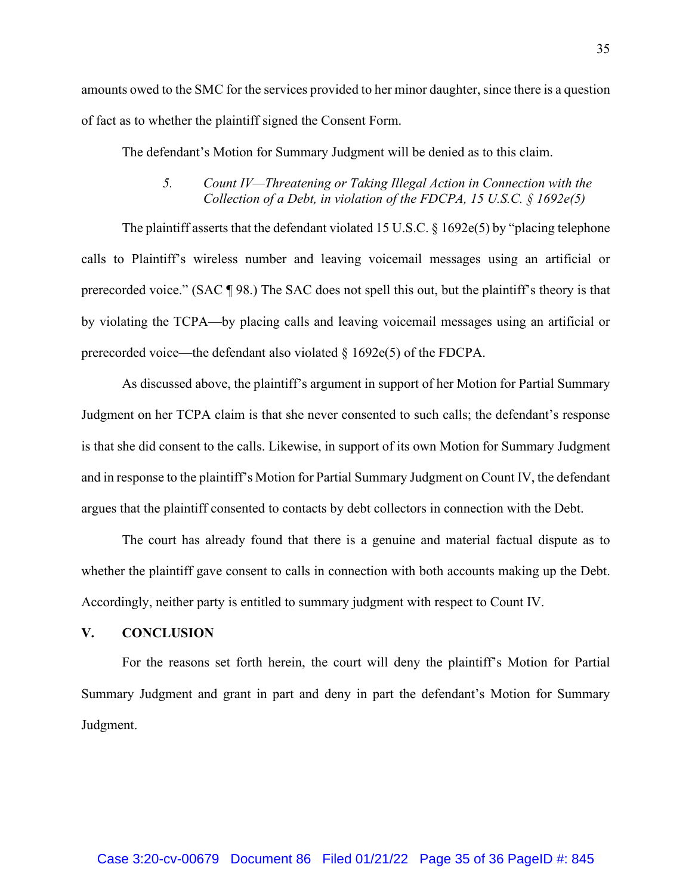amounts owed to the SMC for the services provided to her minor daughter, since there is a question of fact as to whether the plaintiff signed the Consent Form.

The defendant's Motion for Summary Judgment will be denied as to this claim.

### 5. *Count IV—Threatening or Taking Illegal Action in Connection with the Collection of a Debt, in violation of the FDCPA, 15 U.S.C. § 1692e(5)*

The plaintiff asserts that the defendant violated 15 U.S.C. § 1692e(5) by "placing telephone calls to Plaintiff's wireless number and leaving voicemail messages using an artificial or prerecorded voice." (SAC ¶ 98.) The SAC does not spell this out, but the plaintiff's theory is that by violating the TCPA—by placing calls and leaving voicemail messages using an artificial or prerecorded voice—the defendant also violated § 1692e(5) of the FDCPA.

As discussed above, the plaintiff's argument in support of her Motion for Partial Summary Judgment on her TCPA claim is that she never consented to such calls; the defendant's response is that she did consent to the calls. Likewise, in support of its own Motion for Summary Judgment and in response to the plaintiff's Motion for Partial Summary Judgment on Count IV, the defendant argues that the plaintiff consented to contacts by debt collectors in connection with the Debt.

The court has already found that there is a genuine and material factual dispute as to whether the plaintiff gave consent to calls in connection with both accounts making up the Debt. Accordingly, neither party is entitled to summary judgment with respect to Count IV.

## V. CONCLUSION

For the reasons set forth herein, the court will deny the plaintiff's Motion for Partial Summary Judgment and grant in part and deny in part the defendant's Motion for Summary Judgment.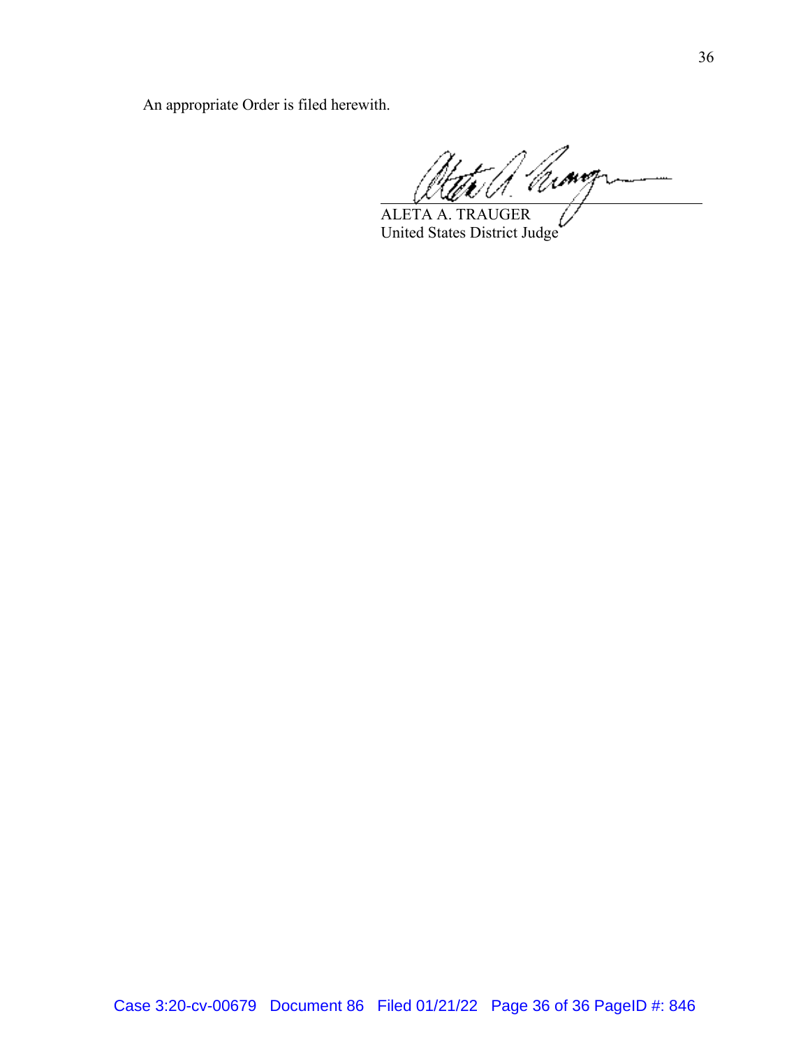An appropriate Order is filed herewith.

ALETA A. TRAUGER
United States District Judge